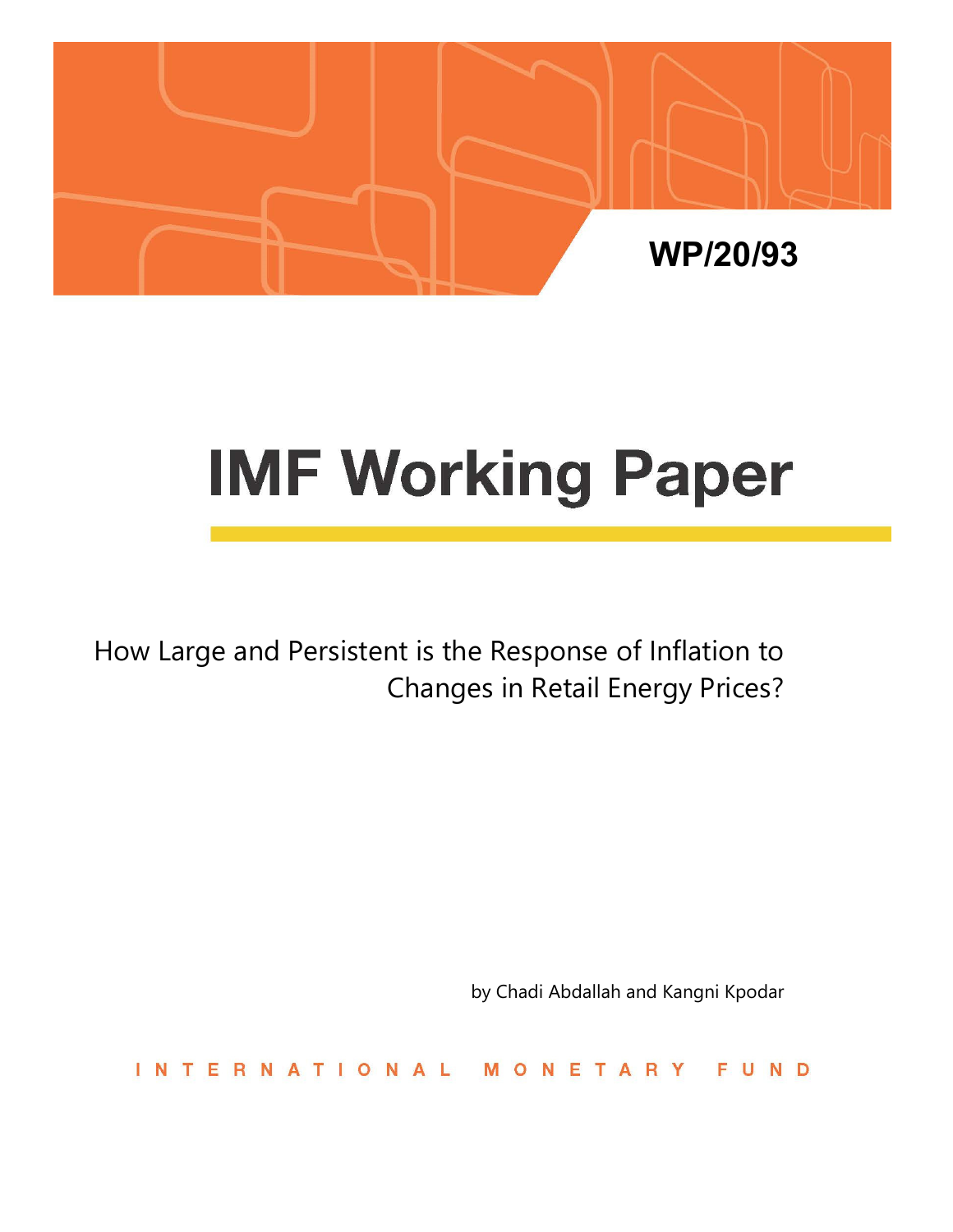WP/20/93

# IMF Working Paper

How Large and Persistent is the Response of Inflation to Changes in Retail Energy Prices?

by Chadi Abdallah and Kangni Kpodar

INTERNATIONAL MONETARY FUND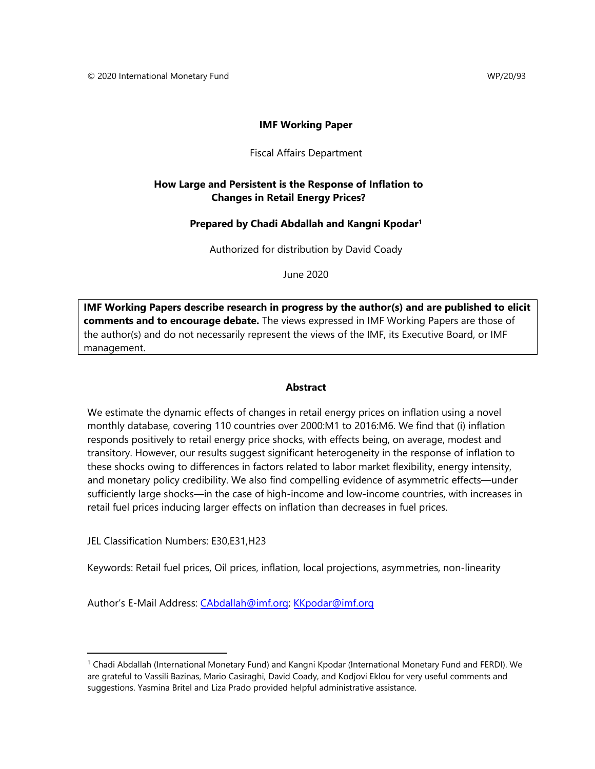© 2020 International Monetary Fund WP/20/93

**IMF Working Paper**

Fiscal Affairs Department

**How Large and Persistent is the Response of Inflation to Changes in Retail Energy Prices?**

**Prepared by Chadi Abdallah and Kangni Kpodar[1]**

Authorized for distribution by David Coady

June 2020

**IMF Working Papers describe research in progress by the author(s) and are published to elicit comments and to encourage debate.** The views expressed in IMF Working Papers are those of the author(s) and do not necessarily represent the views of the IMF, its Executive Board, or IMF management.

## Abstract

We estimate the dynamic effects of changes in retail energy prices on inflation using a novel monthly database, covering 110 countries over 2000:M1 to 2016:M6. We find that (i) inflation responds positively to retail energy price shocks, with effects being, on average, modest and transitory. However, our results suggest significant heterogeneity in the response of inflation to these shocks owing to differences in factors related to labor market flexibility, energy intensity, and monetary policy credibility. We also find compelling evidence of asymmetric effects—under sufficiently large shocks—in the case of high-income and low-income countries, with increases in retail fuel prices inducing larger effects on inflation than decreases in fuel prices.

JEL Classification Numbers: E30,E31,H23

Keywords: Retail fuel prices, Oil prices, inflation, local projections, asymmetries, non-linearity

Author's E-Mail Address: CAbdallah@imf.org; KKpodar@imf.org

---

[1] Chadi Abdallah (International Monetary Fund) and Kangni Kpodar (International Monetary Fund and FERDI). We are grateful to Vassili Bazinas, Mario Casiraghi, David Coady, and Kodjovi Eklou for very useful comments and suggestions. Yasmina Britel and Liza Prado provided helpful administrative assistance.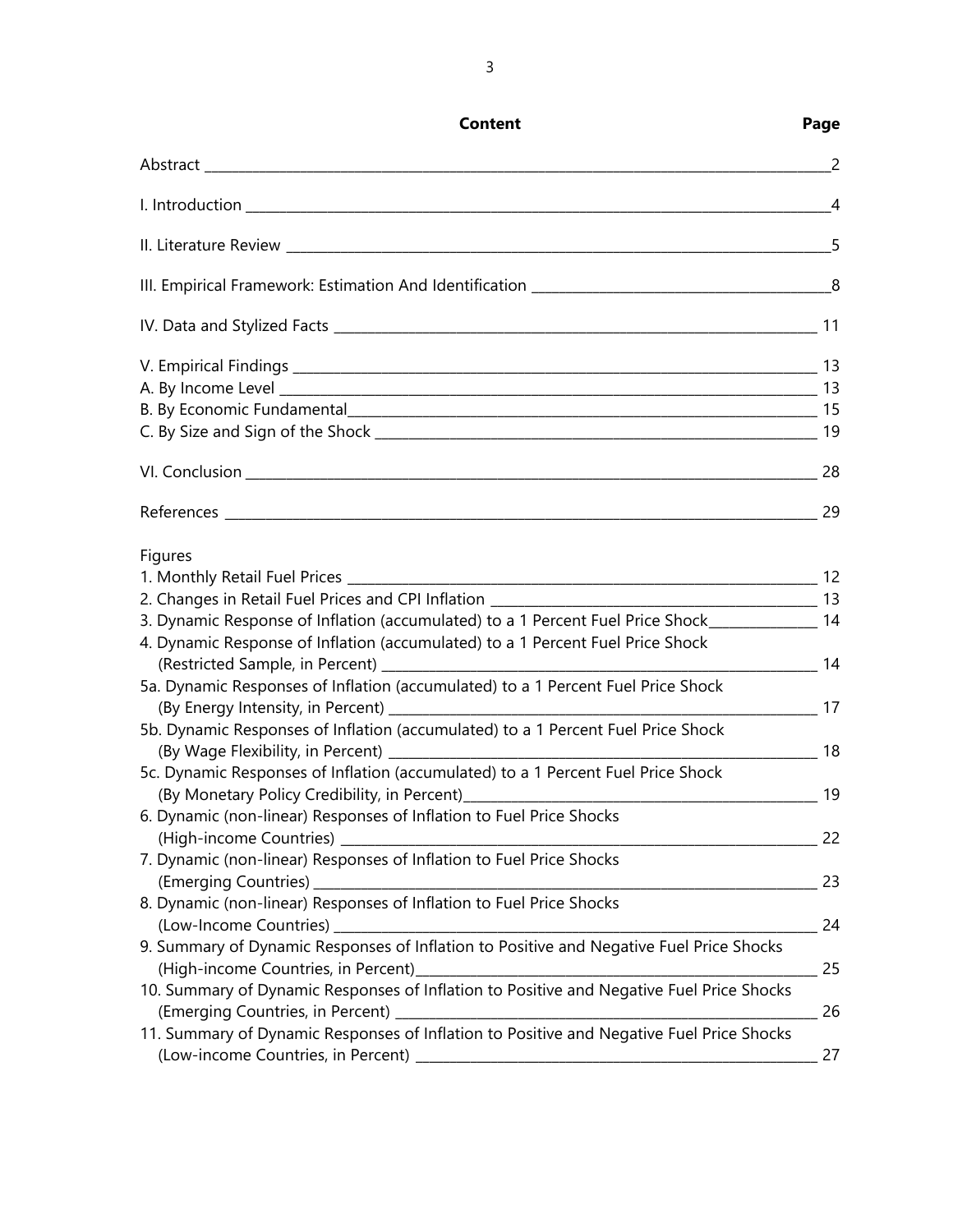| Content | Page |
|---|---|
| Abstract | 2 |
| I. Introduction | 4 |
| II. Literature Review | 5 |
| III. Empirical Framework: Estimation And Identification | 8 |
| IV. Data and Stylized Facts | 11 |
| V. Empirical Findings | 13 |
| A. By Income Level | 13 |
| B. By Economic Fundamental | 15 |
| C. By Size and Sign of the Shock | 19 |
| VI. Conclusion | 28 |
| References | 29 |

Figures

| | |
|---|---|
| 1. Monthly Retail Fuel Prices | 12 |
| 2. Changes in Retail Fuel Prices and CPI Inflation | 13 |
| 3. Dynamic Response of Inflation (accumulated) to a 1 Percent Fuel Price Shock | 14 |
| 4. Dynamic Response of Inflation (accumulated) to a 1 Percent Fuel Price Shock (Restricted Sample, in Percent) | 14 |
| 5a. Dynamic Responses of Inflation (accumulated) to a 1 Percent Fuel Price Shock (By Energy Intensity, in Percent) | 17 |
| 5b. Dynamic Responses of Inflation (accumulated) to a 1 Percent Fuel Price Shock (By Wage Flexibility, in Percent) | 18 |
| 5c. Dynamic Responses of Inflation (accumulated) to a 1 Percent Fuel Price Shock (By Monetary Policy Credibility, in Percent) | 19 |
| 6. Dynamic (non-linear) Responses of Inflation to Fuel Price Shocks (High-income Countries) | 22 |
| 7. Dynamic (non-linear) Responses of Inflation to Fuel Price Shocks (Emerging Countries) | 23 |
| 8. Dynamic (non-linear) Responses of Inflation to Fuel Price Shocks (Low-Income Countries) | 24 |
| 9. Summary of Dynamic Responses of Inflation to Positive and Negative Fuel Price Shocks (High-income Countries, in Percent) | 25 |
| 10. Summary of Dynamic Responses of Inflation to Positive and Negative Fuel Price Shocks (Emerging Countries, in Percent) | 26 |
| 11. Summary of Dynamic Responses of Inflation to Positive and Negative Fuel Price Shocks (Low-income Countries, in Percent) | 27 |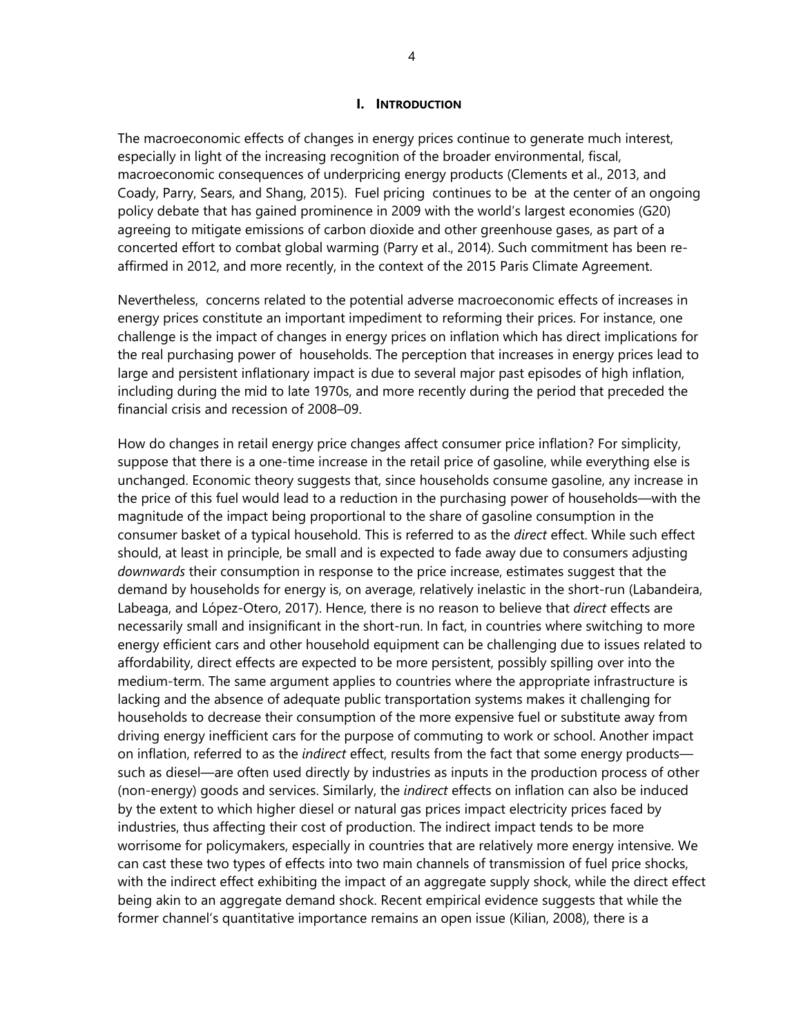# I. INTRODUCTION

The macroeconomic effects of changes in energy prices continue to generate much interest, especially in light of the increasing recognition of the broader environmental, fiscal, macroeconomic consequences of underpricing energy products (Clements et al., 2013, and Coady, Parry, Sears, and Shang, 2015). Fuel pricing continues to be at the center of an ongoing policy debate that has gained prominence in 2009 with the world's largest economies (G20) agreeing to mitigate emissions of carbon dioxide and other greenhouse gases, as part of a concerted effort to combat global warming (Parry et al., 2014). Such commitment has been re-affirmed in 2012, and more recently, in the context of the 2015 Paris Climate Agreement.

Nevertheless, concerns related to the potential adverse macroeconomic effects of increases in energy prices constitute an important impediment to reforming their prices. For instance, one challenge is the impact of changes in energy prices on inflation which has direct implications for the real purchasing power of households. The perception that increases in energy prices lead to large and persistent inflationary impact is due to several major past episodes of high inflation, including during the mid to late 1970s, and more recently during the period that preceded the financial crisis and recession of 2008–09.

How do changes in retail energy price changes affect consumer price inflation? For simplicity, suppose that there is a one-time increase in the retail price of gasoline, while everything else is unchanged. Economic theory suggests that, since households consume gasoline, any increase in the price of this fuel would lead to a reduction in the purchasing power of households—with the magnitude of the impact being proportional to the share of gasoline consumption in the consumer basket of a typical household. This is referred to as the *direct* effect. While such effect should, at least in principle, be small and is expected to fade away due to consumers adjusting *downwards* their consumption in response to the price increase, estimates suggest that the demand by households for energy is, on average, relatively inelastic in the short-run (Labandeira, Labeaga, and López-Otero, 2017). Hence, there is no reason to believe that *direct* effects are necessarily small and insignificant in the short-run. In fact, in countries where switching to more energy efficient cars and other household equipment can be challenging due to issues related to affordability, direct effects are expected to be more persistent, possibly spilling over into the medium-term. The same argument applies to countries where the appropriate infrastructure is lacking and the absence of adequate public transportation systems makes it challenging for households to decrease their consumption of the more expensive fuel or substitute away from driving energy inefficient cars for the purpose of commuting to work or school. Another impact on inflation, referred to as the *indirect* effect, results from the fact that some energy products—such as diesel—are often used directly by industries as inputs in the production process of other (non-energy) goods and services. Similarly, the *indirect* effects on inflation can also be induced by the extent to which higher diesel or natural gas prices impact electricity prices faced by industries, thus affecting their cost of production. The indirect impact tends to be more worrisome for policymakers, especially in countries that are relatively more energy intensive. We can cast these two types of effects into two main channels of transmission of fuel price shocks, with the indirect effect exhibiting the impact of an aggregate supply shock, while the direct effect being akin to an aggregate demand shock. Recent empirical evidence suggests that while the former channel's quantitative importance remains an open issue (Kilian, 2008), there is a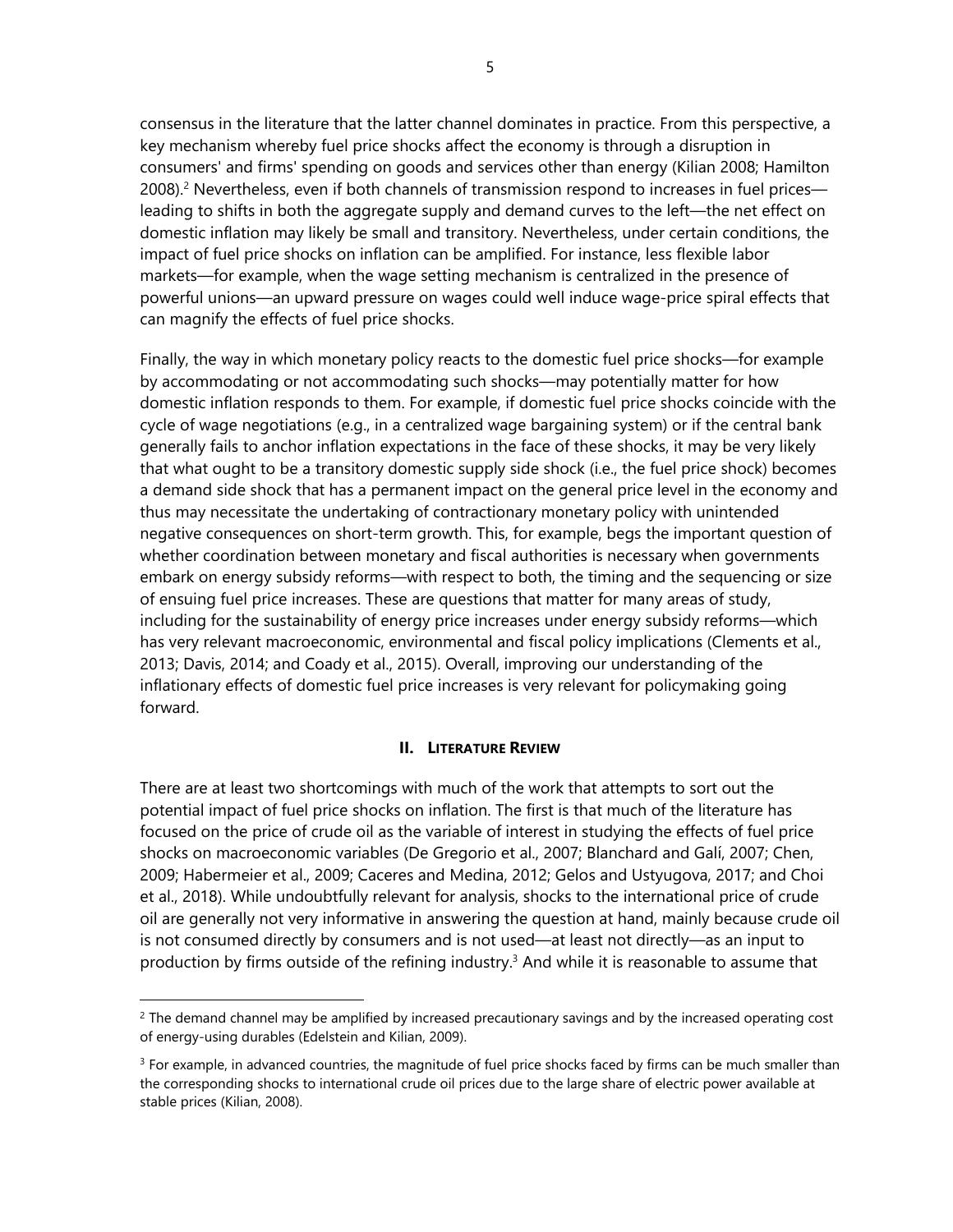consensus in the literature that the latter channel dominates in practice. From this perspective, a key mechanism whereby fuel price shocks affect the economy is through a disruption in consumers' and firms' spending on goods and services other than energy (Kilian 2008; Hamilton 2008).[2] Nevertheless, even if both channels of transmission respond to increases in fuel prices—leading to shifts in both the aggregate supply and demand curves to the left—the net effect on domestic inflation may likely be small and transitory. Nevertheless, under certain conditions, the impact of fuel price shocks on inflation can be amplified. For instance, less flexible labor markets—for example, when the wage setting mechanism is centralized in the presence of powerful unions—an upward pressure on wages could well induce wage-price spiral effects that can magnify the effects of fuel price shocks.

Finally, the way in which monetary policy reacts to the domestic fuel price shocks—for example by accommodating or not accommodating such shocks—may potentially matter for how domestic inflation responds to them. For example, if domestic fuel price shocks coincide with the cycle of wage negotiations (e.g., in a centralized wage bargaining system) or if the central bank generally fails to anchor inflation expectations in the face of these shocks, it may be very likely that what ought to be a transitory domestic supply side shock (i.e., the fuel price shock) becomes a demand side shock that has a permanent impact on the general price level in the economy and thus may necessitate the undertaking of contractionary monetary policy with unintended negative consequences on short-term growth. This, for example, begs the important question of whether coordination between monetary and fiscal authorities is necessary when governments embark on energy subsidy reforms—with respect to both, the timing and the sequencing or size of ensuing fuel price increases. These are questions that matter for many areas of study, including for the sustainability of energy price increases under energy subsidy reforms—which has very relevant macroeconomic, environmental and fiscal policy implications (Clements et al., 2013; Davis, 2014; and Coady et al., 2015). Overall, improving our understanding of the inflationary effects of domestic fuel price increases is very relevant for policymaking going forward.

## II. Literature Review

There are at least two shortcomings with much of the work that attempts to sort out the potential impact of fuel price shocks on inflation. The first is that much of the literature has focused on the price of crude oil as the variable of interest in studying the effects of fuel price shocks on macroeconomic variables (De Gregorio et al., 2007; Blanchard and Galí, 2007; Chen, 2009; Habermeier et al., 2009; Caceres and Medina, 2012; Gelos and Ustyugova, 2017; and Choi et al., 2018). While undoubtfully relevant for analysis, shocks to the international price of crude oil are generally not very informative in answering the question at hand, mainly because crude oil is not consumed directly by consumers and is not used—at least not directly—as an input to production by firms outside of the refining industry.[3] And while it is reasonable to assume that

[2] The demand channel may be amplified by increased precautionary savings and by the increased operating cost of energy-using durables (Edelstein and Kilian, 2009).

[3] For example, in advanced countries, the magnitude of fuel price shocks faced by firms can be much smaller than the corresponding shocks to international crude oil prices due to the large share of electric power available at stable prices (Kilian, 2008).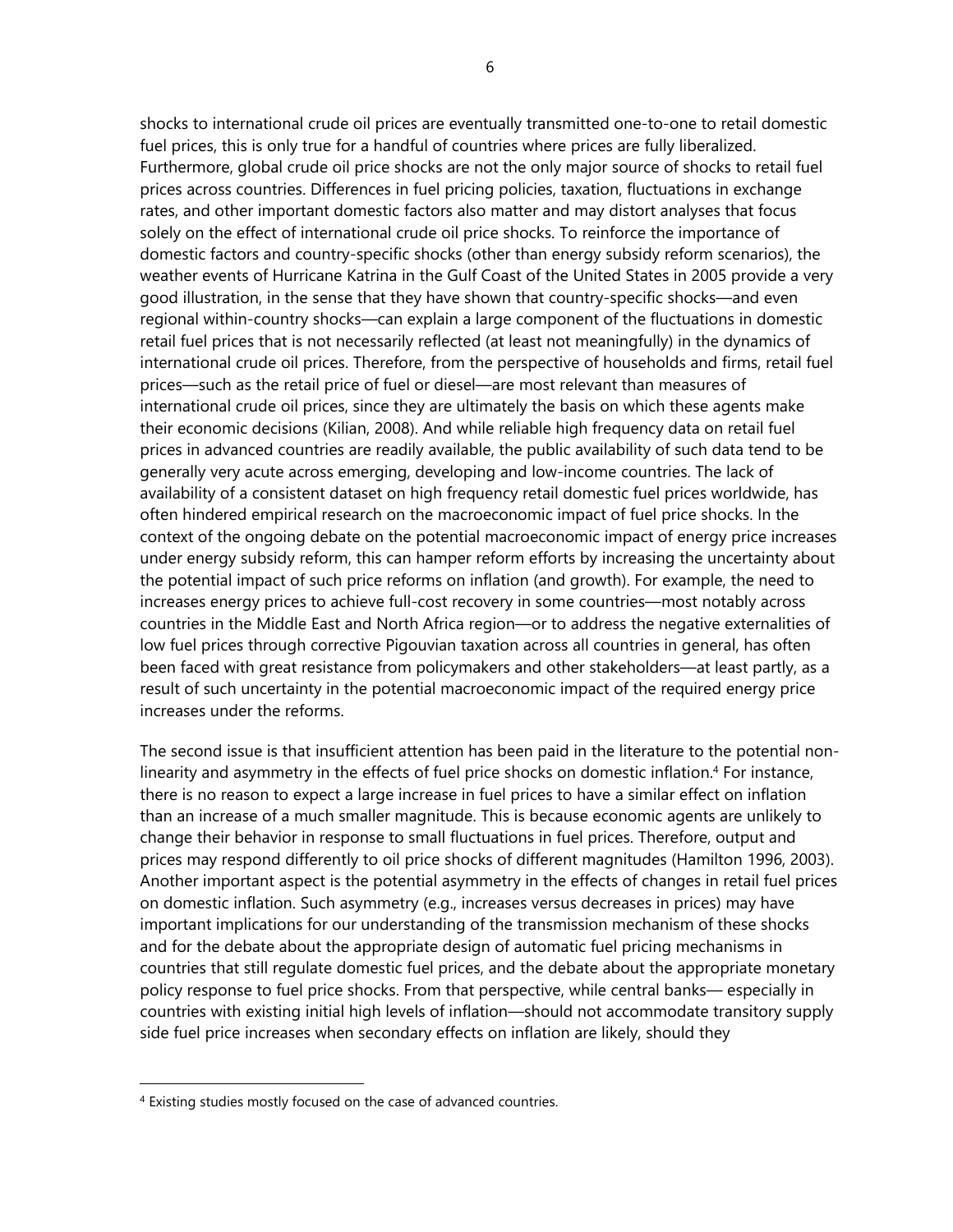shocks to international crude oil prices are eventually transmitted one-to-one to retail domestic fuel prices, this is only true for a handful of countries where prices are fully liberalized. Furthermore, global crude oil price shocks are not the only major source of shocks to retail fuel prices across countries. Differences in fuel pricing policies, taxation, fluctuations in exchange rates, and other important domestic factors also matter and may distort analyses that focus solely on the effect of international crude oil price shocks. To reinforce the importance of domestic factors and country-specific shocks (other than energy subsidy reform scenarios), the weather events of Hurricane Katrina in the Gulf Coast of the United States in 2005 provide a very good illustration, in the sense that they have shown that country-specific shocks—and even regional within-country shocks—can explain a large component of the fluctuations in domestic retail fuel prices that is not necessarily reflected (at least not meaningfully) in the dynamics of international crude oil prices. Therefore, from the perspective of households and firms, retail fuel prices—such as the retail price of fuel or diesel—are most relevant than measures of international crude oil prices, since they are ultimately the basis on which these agents make their economic decisions (Kilian, 2008). And while reliable high frequency data on retail fuel prices in advanced countries are readily available, the public availability of such data tend to be generally very acute across emerging, developing and low-income countries. The lack of availability of a consistent dataset on high frequency retail domestic fuel prices worldwide, has often hindered empirical research on the macroeconomic impact of fuel price shocks. In the context of the ongoing debate on the potential macroeconomic impact of energy price increases under energy subsidy reform, this can hamper reform efforts by increasing the uncertainty about the potential impact of such price reforms on inflation (and growth). For example, the need to increases energy prices to achieve full-cost recovery in some countries—most notably across countries in the Middle East and North Africa region—or to address the negative externalities of low fuel prices through corrective Pigouvian taxation across all countries in general, has often been faced with great resistance from policymakers and other stakeholders—at least partly, as a result of such uncertainty in the potential macroeconomic impact of the required energy price increases under the reforms.

The second issue is that insufficient attention has been paid in the literature to the potential non-linearity and asymmetry in the effects of fuel price shocks on domestic inflation.[4] For instance, there is no reason to expect a large increase in fuel prices to have a similar effect on inflation than an increase of a much smaller magnitude. This is because economic agents are unlikely to change their behavior in response to small fluctuations in fuel prices. Therefore, output and prices may respond differently to oil price shocks of different magnitudes (Hamilton 1996, 2003). Another important aspect is the potential asymmetry in the effects of changes in retail fuel prices on domestic inflation. Such asymmetry (e.g., increases versus decreases in prices) may have important implications for our understanding of the transmission mechanism of these shocks and for the debate about the appropriate design of automatic fuel pricing mechanisms in countries that still regulate domestic fuel prices, and the debate about the appropriate monetary policy response to fuel price shocks. From that perspective, while central banks— especially in countries with existing initial high levels of inflation—should not accommodate transitory supply side fuel price increases when secondary effects on inflation are likely, should they

[4] Existing studies mostly focused on the case of advanced countries.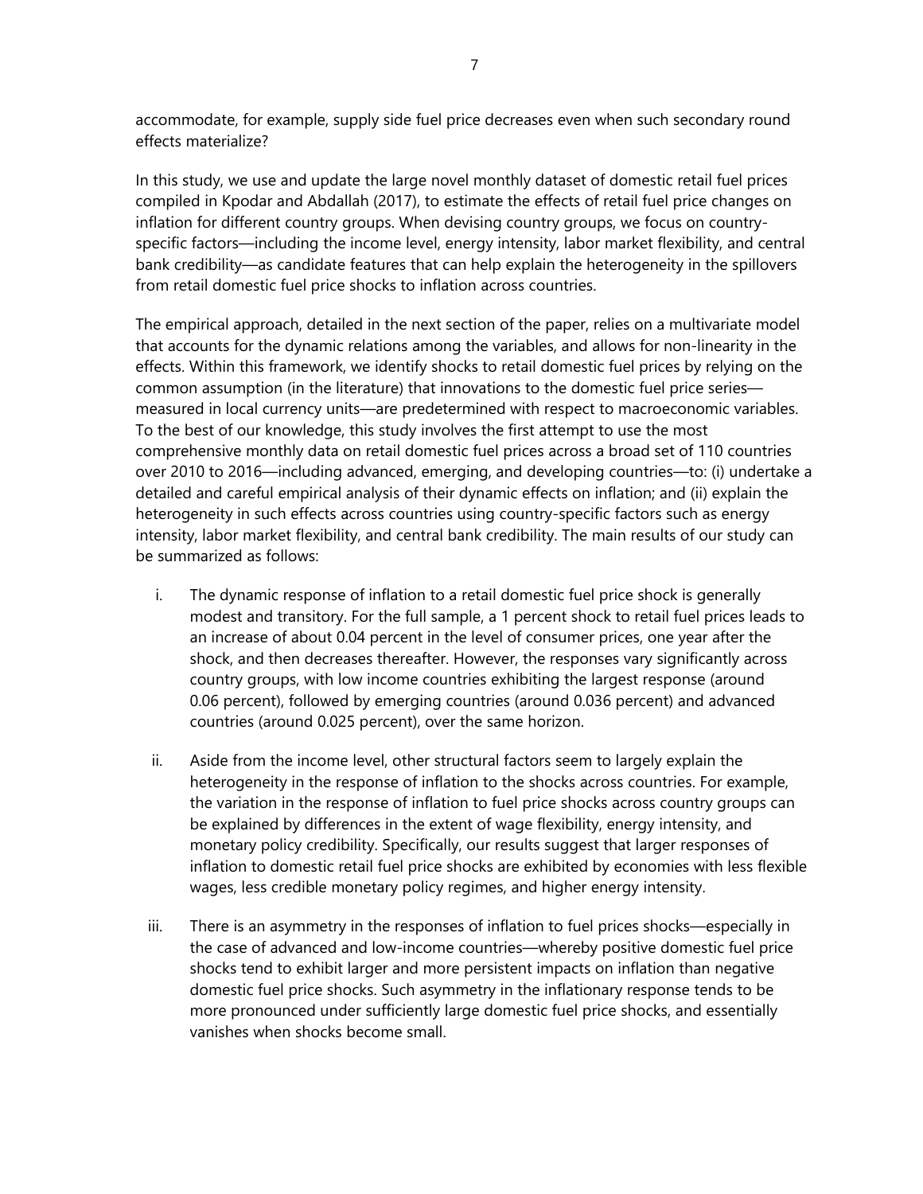accommodate, for example, supply side fuel price decreases even when such secondary round effects materialize?

In this study, we use and update the large novel monthly dataset of domestic retail fuel prices compiled in Kpodar and Abdallah (2017), to estimate the effects of retail fuel price changes on inflation for different country groups. When devising country groups, we focus on country-specific factors—including the income level, energy intensity, labor market flexibility, and central bank credibility—as candidate features that can help explain the heterogeneity in the spillovers from retail domestic fuel price shocks to inflation across countries.

The empirical approach, detailed in the next section of the paper, relies on a multivariate model that accounts for the dynamic relations among the variables, and allows for non-linearity in the effects. Within this framework, we identify shocks to retail domestic fuel prices by relying on the common assumption (in the literature) that innovations to the domestic fuel price series—measured in local currency units—are predetermined with respect to macroeconomic variables. To the best of our knowledge, this study involves the first attempt to use the most comprehensive monthly data on retail domestic fuel prices across a broad set of 110 countries over 2010 to 2016—including advanced, emerging, and developing countries—to: (i) undertake a detailed and careful empirical analysis of their dynamic effects on inflation; and (ii) explain the heterogeneity in such effects across countries using country-specific factors such as energy intensity, labor market flexibility, and central bank credibility. The main results of our study can be summarized as follows:

i. The dynamic response of inflation to a retail domestic fuel price shock is generally modest and transitory. For the full sample, a 1 percent shock to retail fuel prices leads to an increase of about 0.04 percent in the level of consumer prices, one year after the shock, and then decreases thereafter. However, the responses vary significantly across country groups, with low income countries exhibiting the largest response (around 0.06 percent), followed by emerging countries (around 0.036 percent) and advanced countries (around 0.025 percent), over the same horizon.

ii. Aside from the income level, other structural factors seem to largely explain the heterogeneity in the response of inflation to the shocks across countries. For example, the variation in the response of inflation to fuel price shocks across country groups can be explained by differences in the extent of wage flexibility, energy intensity, and monetary policy credibility. Specifically, our results suggest that larger responses of inflation to domestic retail fuel price shocks are exhibited by economies with less flexible wages, less credible monetary policy regimes, and higher energy intensity.

iii. There is an asymmetry in the responses of inflation to fuel prices shocks—especially in the case of advanced and low-income countries—whereby positive domestic fuel price shocks tend to exhibit larger and more persistent impacts on inflation than negative domestic fuel price shocks. Such asymmetry in the inflationary response tends to be more pronounced under sufficiently large domestic fuel price shocks, and essentially vanishes when shocks become small.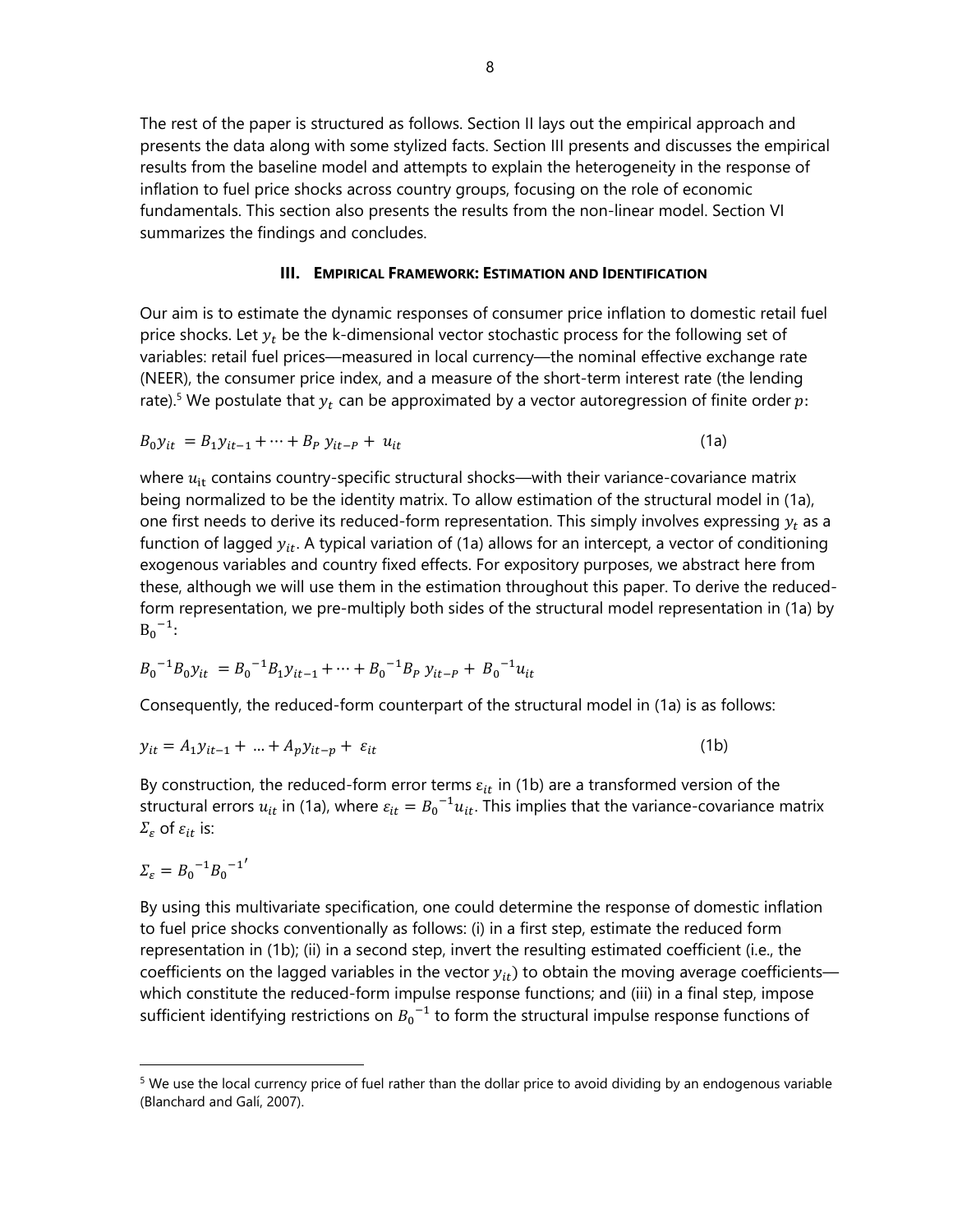The rest of the paper is structured as follows. Section II lays out the empirical approach and presents the data along with some stylized facts. Section III presents and discusses the empirical results from the baseline model and attempts to explain the heterogeneity in the response of inflation to fuel price shocks across country groups, focusing on the role of economic fundamentals. This section also presents the results from the non-linear model. Section VI summarizes the findings and concludes.

### III. Empirical Framework: Estimation and Identification

Our aim is to estimate the dynamic responses of consumer price inflation to domestic retail fuel price shocks. Let $y_t$ be the k-dimensional vector stochastic process for the following set of variables: retail fuel prices—measured in local currency—the nominal effective exchange rate (NEER), the consumer price index, and a measure of the short-term interest rate (the lending rate).[5] We postulate that $y_t$ can be approximated by a vector autoregression of finite order $p$:

$$B_0 y_{it} = B_1 y_{it-1} + \cdots + B_P \, y_{it-P} + u_{it} \tag{1a}$$

where $u_{\text{it}}$ contains country-specific structural shocks—with their variance-covariance matrix being normalized to be the identity matrix. To allow estimation of the structural model in (1a), one first needs to derive its reduced-form representation. This simply involves expressing $y_t$ as a function of lagged $y_{it}$. A typical variation of (1a) allows for an intercept, a vector of conditioning exogenous variables and country fixed effects. For expository purposes, we abstract here from these, although we will use them in the estimation throughout this paper. To derive the reduced-form representation, we pre-multiply both sides of the structural model representation in (1a) by $\text{B}_0{}^{-1}$:

$$B_0{}^{-1} B_0 y_{it} = B_0{}^{-1} B_1 y_{it-1} + \cdots + B_0{}^{-1} B_P \, y_{it-P} + B_0{}^{-1} u_{it}$$

Consequently, the reduced-form counterpart of the structural model in (1a) is as follows:

$$y_{it} = A_1 y_{it-1} + \ldots + A_p y_{it-p} + \varepsilon_{it} \tag{1b}$$

By construction, the reduced-form error terms $\varepsilon_{it}$ in (1b) are a transformed version of the structural errors $u_{it}$ in (1a), where $\varepsilon_{it} = B_0{}^{-1} u_{it}$. This implies that the variance-covariance matrix $\Sigma_\varepsilon$ of $\varepsilon_{it}$ is:

$$\Sigma_\varepsilon = B_0{}^{-1} B_0{}^{-1'}$$

By using this multivariate specification, one could determine the response of domestic inflation to fuel price shocks conventionally as follows: (i) in a first step, estimate the reduced form representation in (1b); (ii) in a second step, invert the resulting estimated coefficient (i.e., the coefficients on the lagged variables in the vector $y_{it}$) to obtain the moving average coefficients—which constitute the reduced-form impulse response functions; and (iii) in a final step, impose sufficient identifying restrictions on $B_0{}^{-1}$ to form the structural impulse response functions of

---

[5] We use the local currency price of fuel rather than the dollar price to avoid dividing by an endogenous variable (Blanchard and Galí, 2007).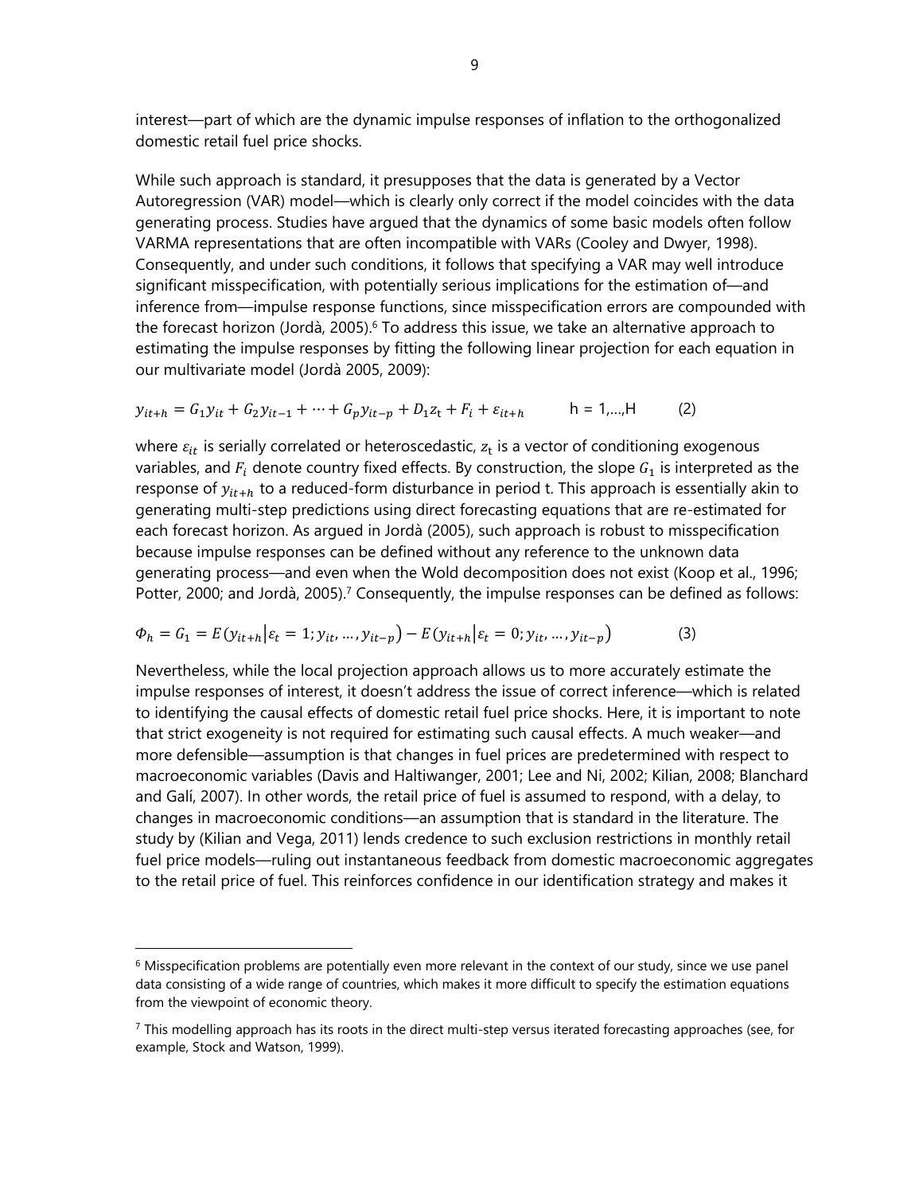interest—part of which are the dynamic impulse responses of inflation to the orthogonalized domestic retail fuel price shocks.

While such approach is standard, it presupposes that the data is generated by a Vector Autoregression (VAR) model—which is clearly only correct if the model coincides with the data generating process. Studies have argued that the dynamics of some basic models often follow VARMA representations that are often incompatible with VARs (Cooley and Dwyer, 1998). Consequently, and under such conditions, it follows that specifying a VAR may well introduce significant misspecification, with potentially serious implications for the estimation of—and inference from—impulse response functions, since misspecification errors are compounded with the forecast horizon (Jordà, 2005).[6] To address this issue, we take an alternative approach to estimating the impulse responses by fitting the following linear projection for each equation in our multivariate model (Jordà 2005, 2009):

$$y_{it+h} = G_1 y_{it} + G_2 y_{it-1} + \cdots + G_p y_{it-p} + D_1 z_t + F_i + \varepsilon_{it+h} \qquad h = 1,\ldots,H \qquad (2)$$

where $\varepsilon_{it}$ is serially correlated or heteroscedastic, $z_t$ is a vector of conditioning exogenous variables, and $F_i$ denote country fixed effects. By construction, the slope $G_1$ is interpreted as the response of $y_{it+h}$ to a reduced-form disturbance in period t. This approach is essentially akin to generating multi-step predictions using direct forecasting equations that are re-estimated for each forecast horizon. As argued in Jordà (2005), such approach is robust to misspecification because impulse responses can be defined without any reference to the unknown data generating process—and even when the Wold decomposition does not exist (Koop et al., 1996; Potter, 2000; and Jordà, 2005).[7] Consequently, the impulse responses can be defined as follows:

$$\Phi_h = G_1 = E\left(y_{it+h} \middle| \varepsilon_t = 1; y_{it}, \ldots, y_{it-p}\right) - E\left(y_{it+h} \middle| \varepsilon_t = 0; y_{it}, \ldots, y_{it-p}\right) \qquad (3)$$

Nevertheless, while the local projection approach allows us to more accurately estimate the impulse responses of interest, it doesn't address the issue of correct inference—which is related to identifying the causal effects of domestic retail fuel price shocks. Here, it is important to note that strict exogeneity is not required for estimating such causal effects. A much weaker—and more defensible—assumption is that changes in fuel prices are predetermined with respect to macroeconomic variables (Davis and Haltiwanger, 2001; Lee and Ni, 2002; Kilian, 2008; Blanchard and Galí, 2007). In other words, the retail price of fuel is assumed to respond, with a delay, to changes in macroeconomic conditions—an assumption that is standard in the literature. The study by (Kilian and Vega, 2011) lends credence to such exclusion restrictions in monthly retail fuel price models—ruling out instantaneous feedback from domestic macroeconomic aggregates to the retail price of fuel. This reinforces confidence in our identification strategy and makes it

---

[6] Misspecification problems are potentially even more relevant in the context of our study, since we use panel data consisting of a wide range of countries, which makes it more difficult to specify the estimation equations from the viewpoint of economic theory.

[7] This modelling approach has its roots in the direct multi-step versus iterated forecasting approaches (see, for example, Stock and Watson, 1999).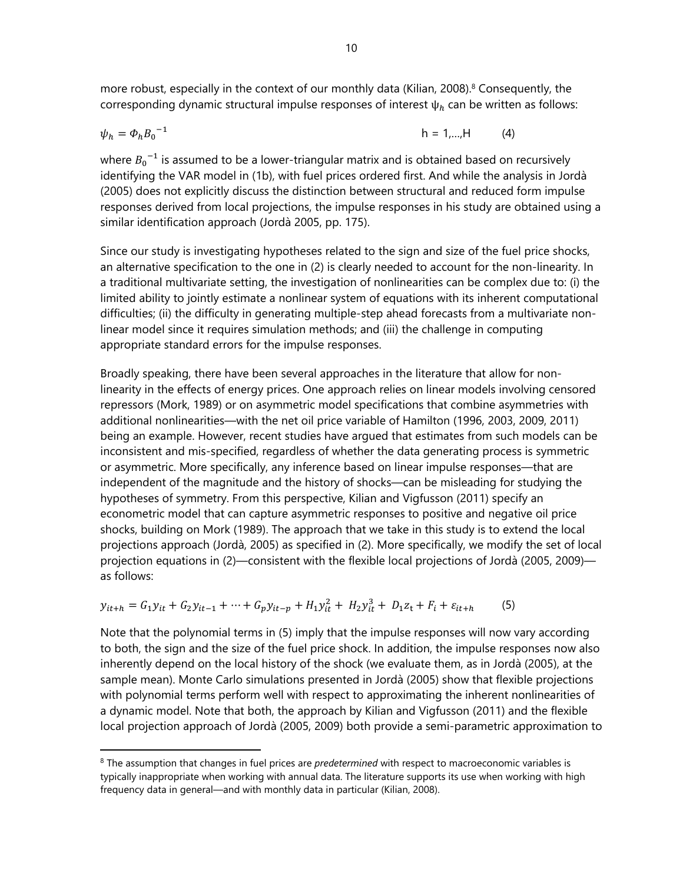more robust, especially in the context of our monthly data (Kilian, 2008).[8] Consequently, the corresponding dynamic structural impulse responses of interest $\psi_h$ can be written as follows:

$$\psi_h = \Phi_h {B_0}^{-1} \qquad h = 1,\ldots,H \qquad (4)$$

where ${B_0}^{-1}$ is assumed to be a lower-triangular matrix and is obtained based on recursively identifying the VAR model in (1b), with fuel prices ordered first. And while the analysis in Jordà (2005) does not explicitly discuss the distinction between structural and reduced form impulse responses derived from local projections, the impulse responses in his study are obtained using a similar identification approach (Jordà 2005, pp. 175).

Since our study is investigating hypotheses related to the sign and size of the fuel price shocks, an alternative specification to the one in (2) is clearly needed to account for the non-linearity. In a traditional multivariate setting, the investigation of nonlinearities can be complex due to: (i) the limited ability to jointly estimate a nonlinear system of equations with its inherent computational difficulties; (ii) the difficulty in generating multiple-step ahead forecasts from a multivariate non-linear model since it requires simulation methods; and (iii) the challenge in computing appropriate standard errors for the impulse responses.

Broadly speaking, there have been several approaches in the literature that allow for non-linearity in the effects of energy prices. One approach relies on linear models involving censored repressors (Mork, 1989) or on asymmetric model specifications that combine asymmetries with additional nonlinearities—with the net oil price variable of Hamilton (1996, 2003, 2009, 2011) being an example. However, recent studies have argued that estimates from such models can be inconsistent and mis-specified, regardless of whether the data generating process is symmetric or asymmetric. More specifically, any inference based on linear impulse responses—that are independent of the magnitude and the history of shocks—can be misleading for studying the hypotheses of symmetry. From this perspective, Kilian and Vigfusson (2011) specify an econometric model that can capture asymmetric responses to positive and negative oil price shocks, building on Mork (1989). The approach that we take in this study is to extend the local projections approach (Jordà, 2005) as specified in (2). More specifically, we modify the set of local projection equations in (2)—consistent with the flexible local projections of Jordà (2005, 2009)—as follows:

$$y_{it+h} = G_1 y_{it} + G_2 y_{it-1} + \cdots + G_p y_{it-p} + H_1 y_{it}^2 + H_2 y_{it}^3 + D_1 z_t + F_i + \varepsilon_{it+h} \qquad (5)$$

Note that the polynomial terms in (5) imply that the impulse responses will now vary according to both, the sign and the size of the fuel price shock. In addition, the impulse responses now also inherently depend on the local history of the shock (we evaluate them, as in Jordà (2005), at the sample mean). Monte Carlo simulations presented in Jordà (2005) show that flexible projections with polynomial terms perform well with respect to approximating the inherent nonlinearities of a dynamic model. Note that both, the approach by Kilian and Vigfusson (2011) and the flexible local projection approach of Jordà (2005, 2009) both provide a semi-parametric approximation to

[8] The assumption that changes in fuel prices are *predetermined* with respect to macroeconomic variables is typically inappropriate when working with annual data. The literature supports its use when working with high frequency data in general—and with monthly data in particular (Kilian, 2008).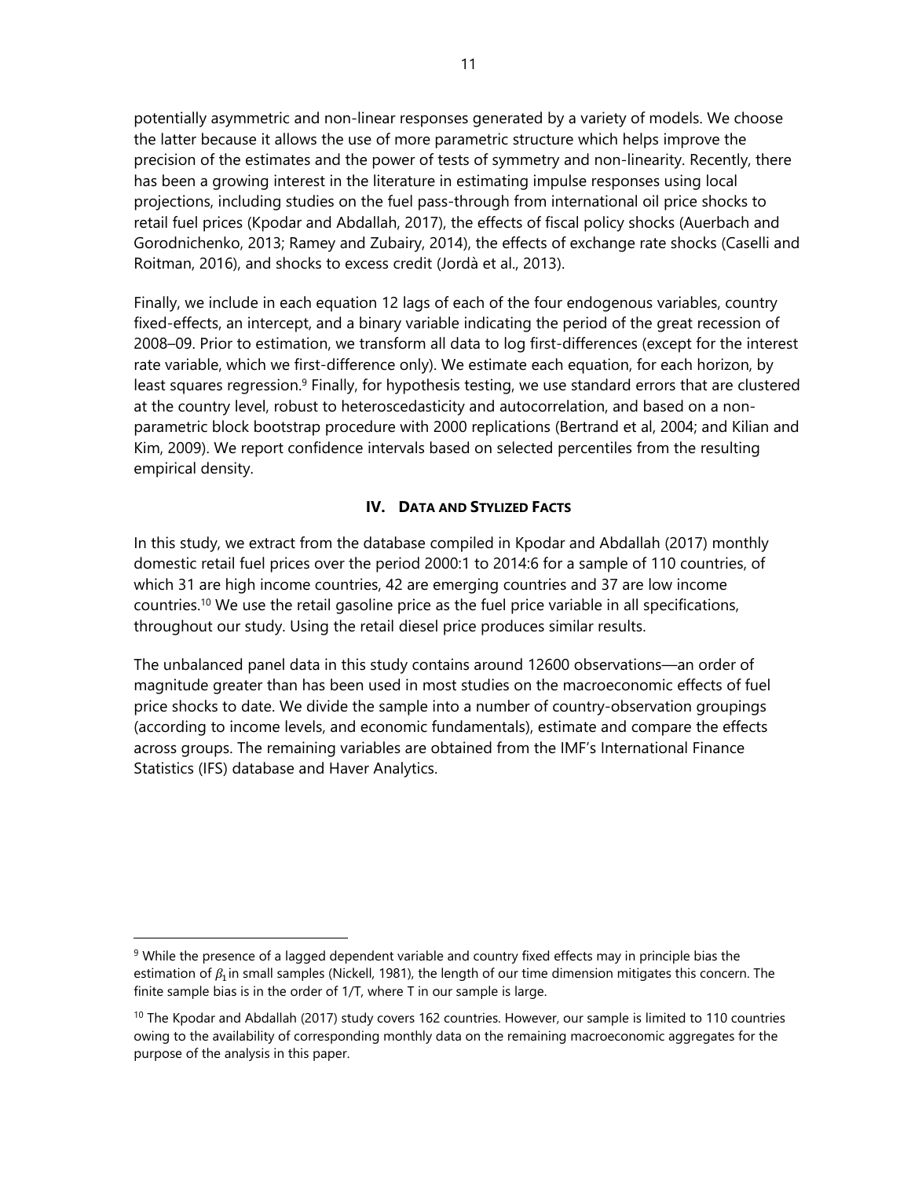potentially asymmetric and non-linear responses generated by a variety of models. We choose the latter because it allows the use of more parametric structure which helps improve the precision of the estimates and the power of tests of symmetry and non-linearity. Recently, there has been a growing interest in the literature in estimating impulse responses using local projections, including studies on the fuel pass-through from international oil price shocks to retail fuel prices (Kpodar and Abdallah, 2017), the effects of fiscal policy shocks (Auerbach and Gorodnichenko, 2013; Ramey and Zubairy, 2014), the effects of exchange rate shocks (Caselli and Roitman, 2016), and shocks to excess credit (Jordà et al., 2013).

Finally, we include in each equation 12 lags of each of the four endogenous variables, country fixed-effects, an intercept, and a binary variable indicating the period of the great recession of 2008–09. Prior to estimation, we transform all data to log first-differences (except for the interest rate variable, which we first-difference only). We estimate each equation, for each horizon, by least squares regression.[9] Finally, for hypothesis testing, we use standard errors that are clustered at the country level, robust to heteroscedasticity and autocorrelation, and based on a non-parametric block bootstrap procedure with 2000 replications (Bertrand et al, 2004; and Kilian and Kim, 2009). We report confidence intervals based on selected percentiles from the resulting empirical density.

## IV. Data and Stylized Facts

In this study, we extract from the database compiled in Kpodar and Abdallah (2017) monthly domestic retail fuel prices over the period 2000:1 to 2014:6 for a sample of 110 countries, of which 31 are high income countries, 42 are emerging countries and 37 are low income countries.[10] We use the retail gasoline price as the fuel price variable in all specifications, throughout our study. Using the retail diesel price produces similar results.

The unbalanced panel data in this study contains around 12600 observations—an order of magnitude greater than has been used in most studies on the macroeconomic effects of fuel price shocks to date. We divide the sample into a number of country-observation groupings (according to income levels, and economic fundamentals), estimate and compare the effects across groups. The remaining variables are obtained from the IMF's International Finance Statistics (IFS) database and Haver Analytics.

---

[9] While the presence of a lagged dependent variable and country fixed effects may in principle bias the estimation of $\beta_1$ in small samples (Nickell, 1981), the length of our time dimension mitigates this concern. The finite sample bias is in the order of 1/T, where T in our sample is large.

[10] The Kpodar and Abdallah (2017) study covers 162 countries. However, our sample is limited to 110 countries owing to the availability of corresponding monthly data on the remaining macroeconomic aggregates for the purpose of the analysis in this paper.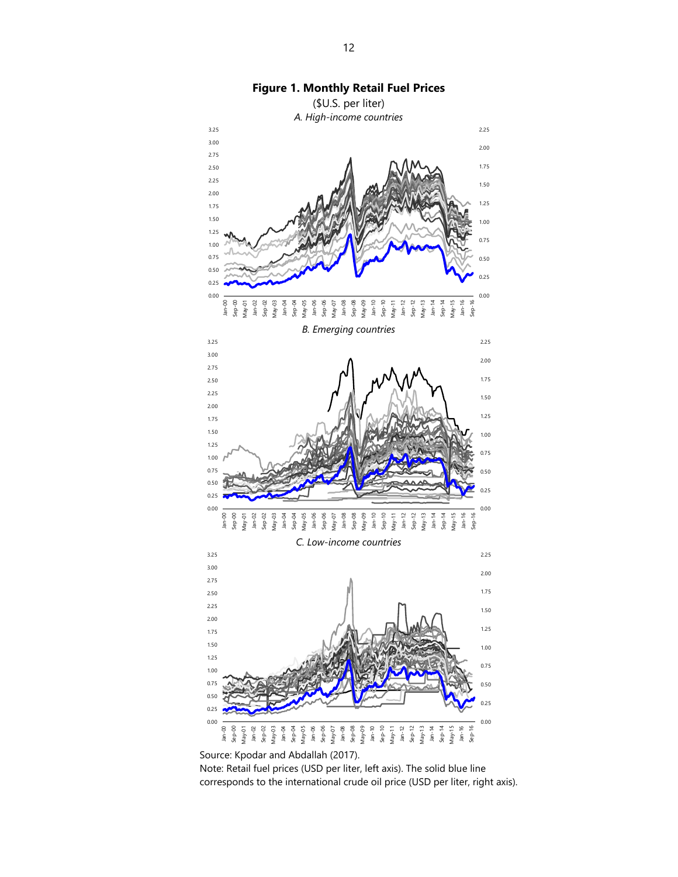**Figure 1. Monthly Retail Fuel Prices**

($U.S. per liter)

*A. High-income countries*

*B. Emerging countries*

*C. Low-income countries*

Source: Kpodar and Abdallah (2017).

Note: Retail fuel prices (USD per liter, left axis). The solid blue line corresponds to the international crude oil price (USD per liter, right axis).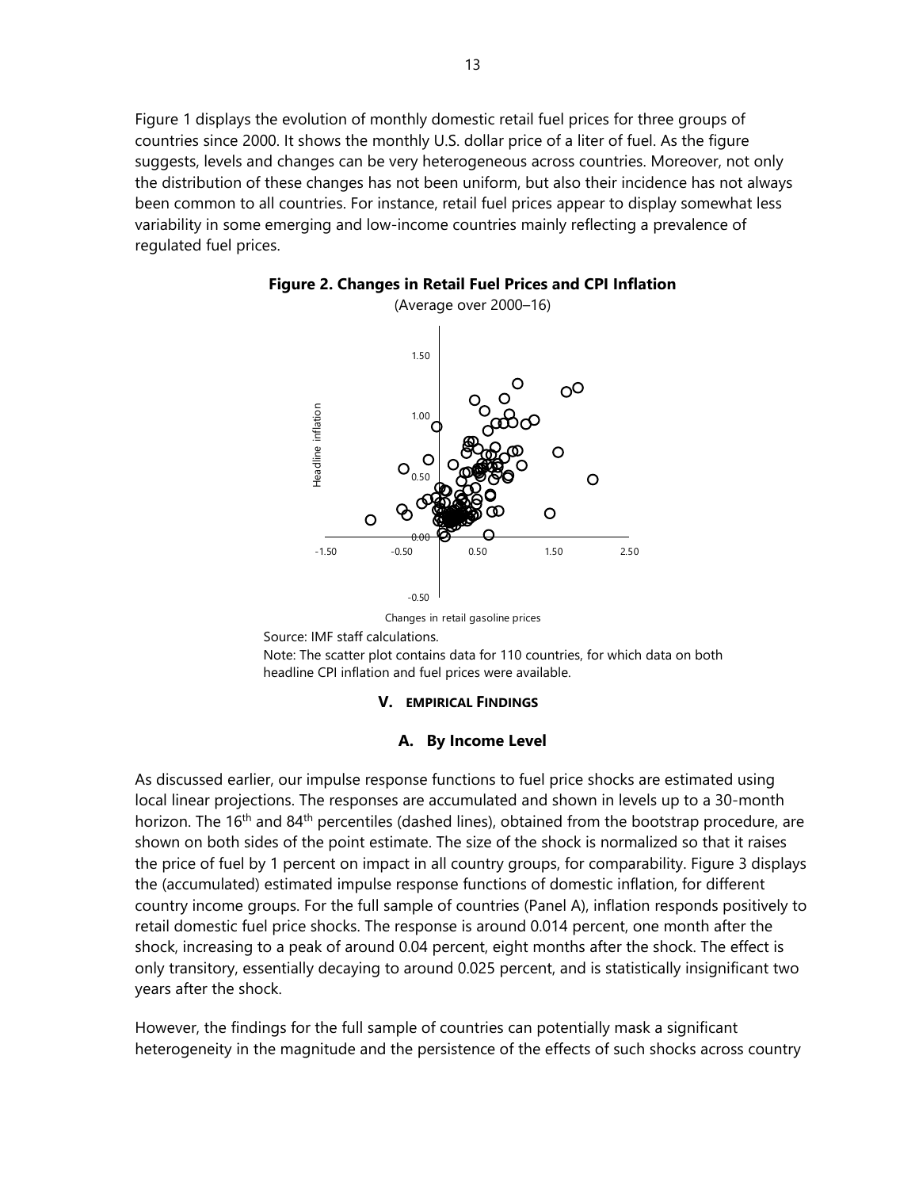Figure 1 displays the evolution of monthly domestic retail fuel prices for three groups of countries since 2000. It shows the monthly U.S. dollar price of a liter of fuel. As the figure suggests, levels and changes can be very heterogeneous across countries. Moreover, not only the distribution of these changes has not been uniform, but also their incidence has not always been common to all countries. For instance, retail fuel prices appear to display somewhat less variability in some emerging and low-income countries mainly reflecting a prevalence of regulated fuel prices.

**Figure 2. Changes in Retail Fuel Prices and CPI Inflation**

(Average over 2000–16)

Source: IMF staff calculations.

Note: The scatter plot contains data for 110 countries, for which data on both headline CPI inflation and fuel prices were available.

## V. EMPIRICAL FINDINGS

### A. By Income Level

As discussed earlier, our impulse response functions to fuel price shocks are estimated using local linear projections. The responses are accumulated and shown in levels up to a 30-month horizon. The 16th and 84th percentiles (dashed lines), obtained from the bootstrap procedure, are shown on both sides of the point estimate. The size of the shock is normalized so that it raises the price of fuel by 1 percent on impact in all country groups, for comparability. Figure 3 displays the (accumulated) estimated impulse response functions of domestic inflation, for different country income groups. For the full sample of countries (Panel A), inflation responds positively to retail domestic fuel price shocks. The response is around 0.014 percent, one month after the shock, increasing to a peak of around 0.04 percent, eight months after the shock. The effect is only transitory, essentially decaying to around 0.025 percent, and is statistically insignificant two years after the shock.

However, the findings for the full sample of countries can potentially mask a significant heterogeneity in the magnitude and the persistence of the effects of such shocks across country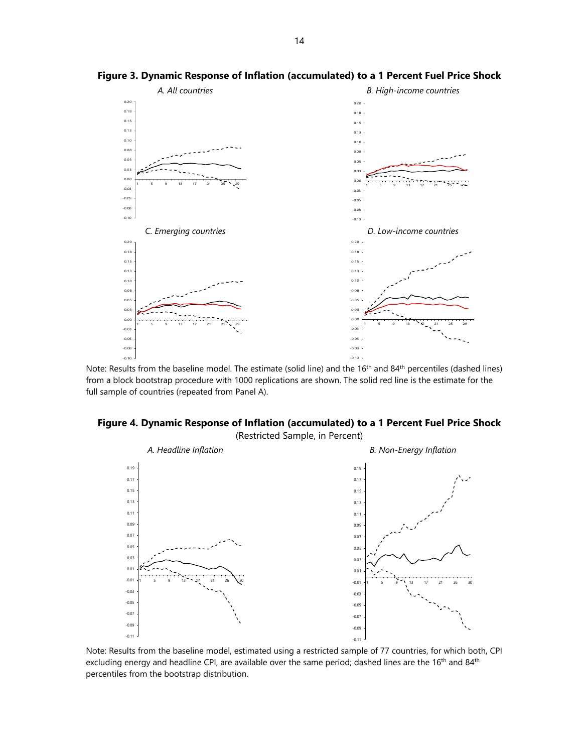**Figure 3. Dynamic Response of Inflation (accumulated) to a 1 Percent Fuel Price Shock**

*A. All countries*

*B. High-income countries*

*C. Emerging countries*

*D. Low-income countries*

Note: Results from the baseline model. The estimate (solid line) and the 16th and 84th percentiles (dashed lines) from a block bootstrap procedure with 1000 replications are shown. The solid red line is the estimate for the full sample of countries (repeated from Panel A).

**Figure 4. Dynamic Response of Inflation (accumulated) to a 1 Percent Fuel Price Shock**

(Restricted Sample, in Percent)

*A. Headline Inflation*

*B. Non-Energy Inflation*

Note: Results from the baseline model, estimated using a restricted sample of 77 countries, for which both, CPI excluding energy and headline CPI, are available over the same period; dashed lines are the 16th and 84th percentiles from the bootstrap distribution.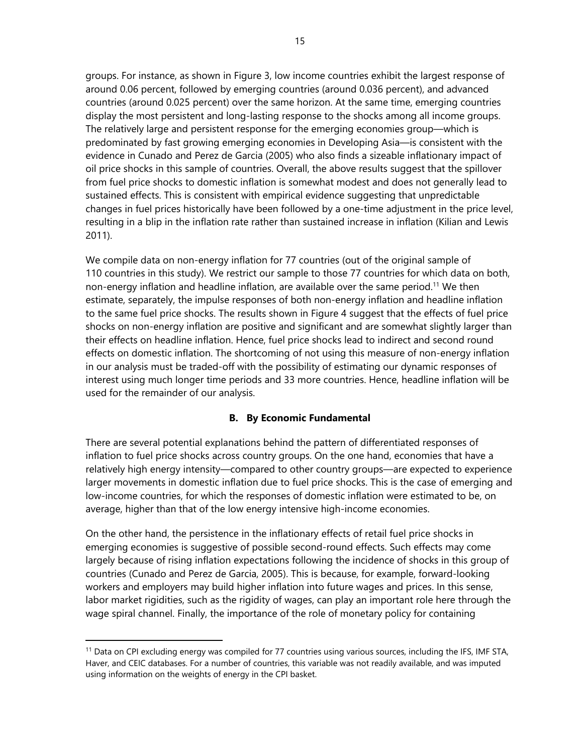groups. For instance, as shown in Figure 3, low income countries exhibit the largest response of around 0.06 percent, followed by emerging countries (around 0.036 percent), and advanced countries (around 0.025 percent) over the same horizon. At the same time, emerging countries display the most persistent and long-lasting response to the shocks among all income groups. The relatively large and persistent response for the emerging economies group—which is predominated by fast growing emerging economies in Developing Asia—is consistent with the evidence in Cunado and Perez de Garcia (2005) who also finds a sizeable inflationary impact of oil price shocks in this sample of countries. Overall, the above results suggest that the spillover from fuel price shocks to domestic inflation is somewhat modest and does not generally lead to sustained effects. This is consistent with empirical evidence suggesting that unpredictable changes in fuel prices historically have been followed by a one-time adjustment in the price level, resulting in a blip in the inflation rate rather than sustained increase in inflation (Kilian and Lewis 2011).

We compile data on non-energy inflation for 77 countries (out of the original sample of 110 countries in this study). We restrict our sample to those 77 countries for which data on both, non-energy inflation and headline inflation, are available over the same period.[11] We then estimate, separately, the impulse responses of both non-energy inflation and headline inflation to the same fuel price shocks. The results shown in Figure 4 suggest that the effects of fuel price shocks on non-energy inflation are positive and significant and are somewhat slightly larger than their effects on headline inflation. Hence, fuel price shocks lead to indirect and second round effects on domestic inflation. The shortcoming of not using this measure of non-energy inflation in our analysis must be traded-off with the possibility of estimating our dynamic responses of interest using much longer time periods and 33 more countries. Hence, headline inflation will be used for the remainder of our analysis.

### B. By Economic Fundamental

There are several potential explanations behind the pattern of differentiated responses of inflation to fuel price shocks across country groups. On the one hand, economies that have a relatively high energy intensity—compared to other country groups—are expected to experience larger movements in domestic inflation due to fuel price shocks. This is the case of emerging and low-income countries, for which the responses of domestic inflation were estimated to be, on average, higher than that of the low energy intensive high-income economies.

On the other hand, the persistence in the inflationary effects of retail fuel price shocks in emerging economies is suggestive of possible second-round effects. Such effects may come largely because of rising inflation expectations following the incidence of shocks in this group of countries (Cunado and Perez de Garcia, 2005). This is because, for example, forward-looking workers and employers may build higher inflation into future wages and prices. In this sense, labor market rigidities, such as the rigidity of wages, can play an important role here through the wage spiral channel. Finally, the importance of the role of monetary policy for containing

---

[11] Data on CPI excluding energy was compiled for 77 countries using various sources, including the IFS, IMF STA, Haver, and CEIC databases. For a number of countries, this variable was not readily available, and was imputed using information on the weights of energy in the CPI basket.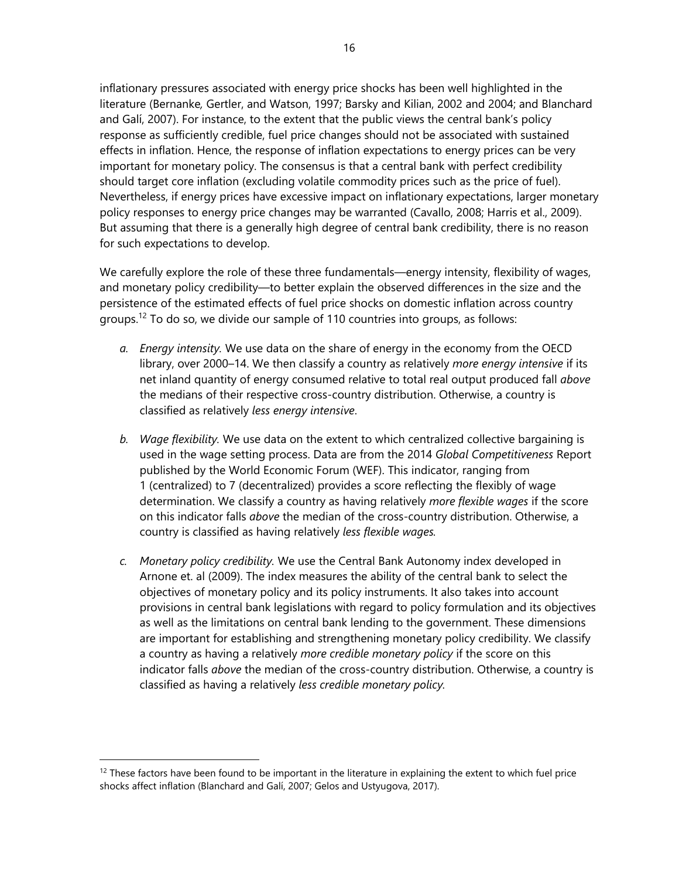inflationary pressures associated with energy price shocks has been well highlighted in the literature (Bernanke, Gertler, and Watson, 1997; Barsky and Kilian, 2002 and 2004; and Blanchard and Galí, 2007). For instance, to the extent that the public views the central bank's policy response as sufficiently credible, fuel price changes should not be associated with sustained effects in inflation. Hence, the response of inflation expectations to energy prices can be very important for monetary policy. The consensus is that a central bank with perfect credibility should target core inflation (excluding volatile commodity prices such as the price of fuel). Nevertheless, if energy prices have excessive impact on inflationary expectations, larger monetary policy responses to energy price changes may be warranted (Cavallo, 2008; Harris et al., 2009). But assuming that there is a generally high degree of central bank credibility, there is no reason for such expectations to develop.

We carefully explore the role of these three fundamentals—energy intensity, flexibility of wages, and monetary policy credibility—to better explain the observed differences in the size and the persistence of the estimated effects of fuel price shocks on domestic inflation across country groups.[12] To do so, we divide our sample of 110 countries into groups, as follows:

*a. Energy intensity.* We use data on the share of energy in the economy from the OECD library, over 2000–14. We then classify a country as relatively *more energy intensive* if its net inland quantity of energy consumed relative to total real output produced fall *above* the medians of their respective cross-country distribution. Otherwise, a country is classified as relatively *less energy intensive*.

*b. Wage flexibility.* We use data on the extent to which centralized collective bargaining is used in the wage setting process. Data are from the 2014 *Global Competitiveness* Report published by the World Economic Forum (WEF). This indicator, ranging from 1 (centralized) to 7 (decentralized) provides a score reflecting the flexibly of wage determination. We classify a country as having relatively *more flexible wages* if the score on this indicator falls *above* the median of the cross-country distribution. Otherwise, a country is classified as having relatively *less flexible wages.*

*c. Monetary policy credibility.* We use the Central Bank Autonomy index developed in Arnone et. al (2009). The index measures the ability of the central bank to select the objectives of monetary policy and its policy instruments. It also takes into account provisions in central bank legislations with regard to policy formulation and its objectives as well as the limitations on central bank lending to the government. These dimensions are important for establishing and strengthening monetary policy credibility. We classify a country as having a relatively *more credible monetary policy* if the score on this indicator falls *above* the median of the cross-country distribution. Otherwise, a country is classified as having a relatively *less credible monetary policy.*

---

[12] These factors have been found to be important in the literature in explaining the extent to which fuel price shocks affect inflation (Blanchard and Galí, 2007; Gelos and Ustyugova, 2017).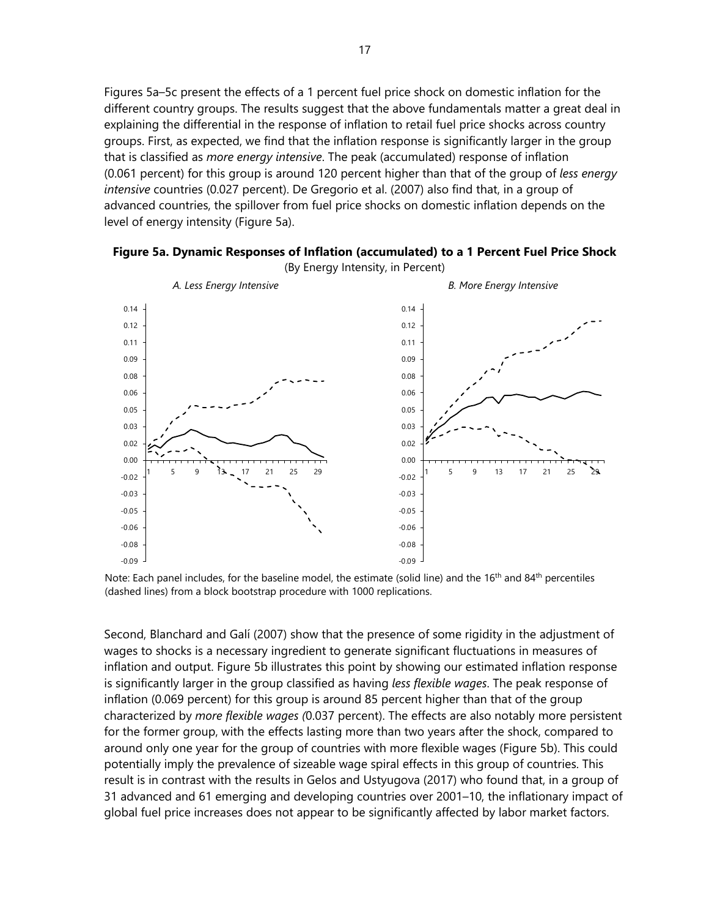Figures 5a–5c present the effects of a 1 percent fuel price shock on domestic inflation for the different country groups. The results suggest that the above fundamentals matter a great deal in explaining the differential in the response of inflation to retail fuel price shocks across country groups. First, as expected, we find that the inflation response is significantly larger in the group that is classified as *more energy intensive*. The peak (accumulated) response of inflation (0.061 percent) for this group is around 120 percent higher than that of the group of *less energy intensive* countries (0.027 percent). De Gregorio et al. (2007) also find that, in a group of advanced countries, the spillover from fuel price shocks on domestic inflation depends on the level of energy intensity (Figure 5a).

**Figure 5a. Dynamic Responses of Inflation (accumulated) to a 1 Percent Fuel Price Shock**

(By Energy Intensity, in Percent)

*A. Less Energy Intensive*

*B. More Energy Intensive*

Note: Each panel includes, for the baseline model, the estimate (solid line) and the 16th and 84th percentiles (dashed lines) from a block bootstrap procedure with 1000 replications.

Second, Blanchard and Galí (2007) show that the presence of some rigidity in the adjustment of wages to shocks is a necessary ingredient to generate significant fluctuations in measures of inflation and output. Figure 5b illustrates this point by showing our estimated inflation response is significantly larger in the group classified as having *less flexible wages*. The peak response of inflation (0.069 percent) for this group is around 85 percent higher than that of the group characterized by *more flexible wages (*0.037 percent). The effects are also notably more persistent for the former group, with the effects lasting more than two years after the shock, compared to around only one year for the group of countries with more flexible wages (Figure 5b). This could potentially imply the prevalence of sizeable wage spiral effects in this group of countries. This result is in contrast with the results in Gelos and Ustyugova (2017) who found that, in a group of 31 advanced and 61 emerging and developing countries over 2001–10, the inflationary impact of global fuel price increases does not appear to be significantly affected by labor market factors.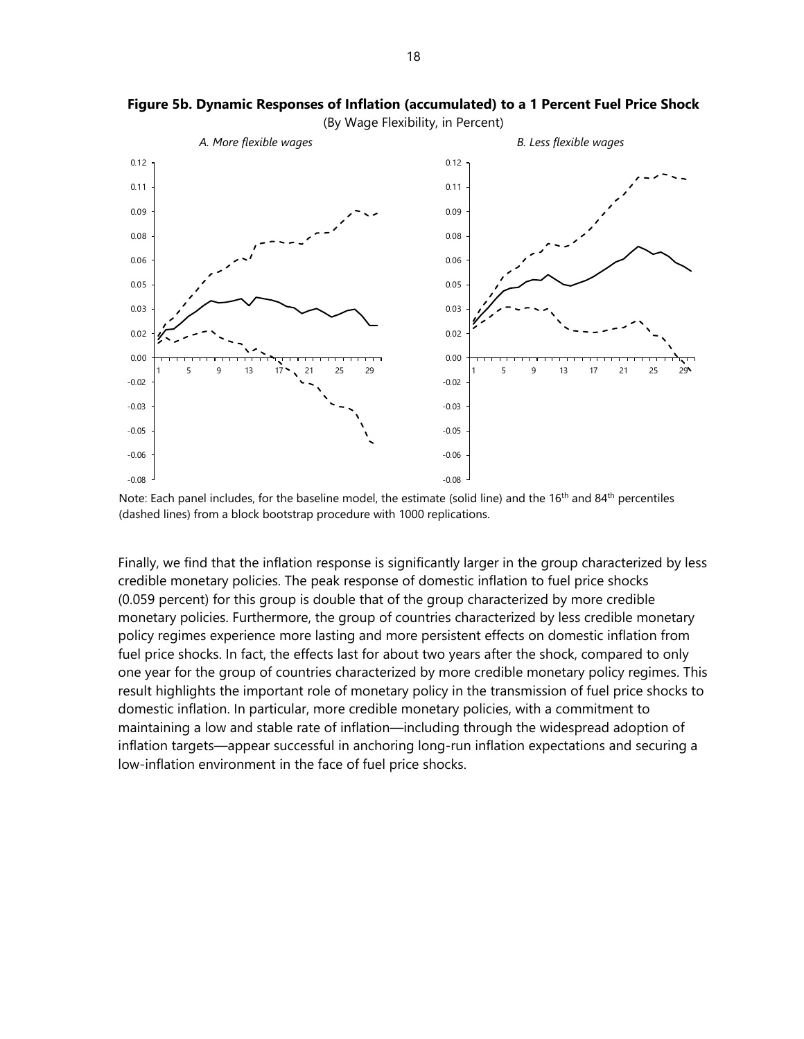**Figure 5b. Dynamic Responses of Inflation (accumulated) to a 1 Percent Fuel Price Shock**

(By Wage Flexibility, in Percent)

Note: Each panel includes, for the baseline model, the estimate (solid line) and the 16[th] and 84[th] percentiles (dashed lines) from a block bootstrap procedure with 1000 replications.

Finally, we find that the inflation response is significantly larger in the group characterized by less credible monetary policies. The peak response of domestic inflation to fuel price shocks (0.059 percent) for this group is double that of the group characterized by more credible monetary policies. Furthermore, the group of countries characterized by less credible monetary policy regimes experience more lasting and more persistent effects on domestic inflation from fuel price shocks. In fact, the effects last for about two years after the shock, compared to only one year for the group of countries characterized by more credible monetary policy regimes. This result highlights the important role of monetary policy in the transmission of fuel price shocks to domestic inflation. In particular, more credible monetary policies, with a commitment to maintaining a low and stable rate of inflation—including through the widespread adoption of inflation targets—appear successful in anchoring long-run inflation expectations and securing a low-inflation environment in the face of fuel price shocks.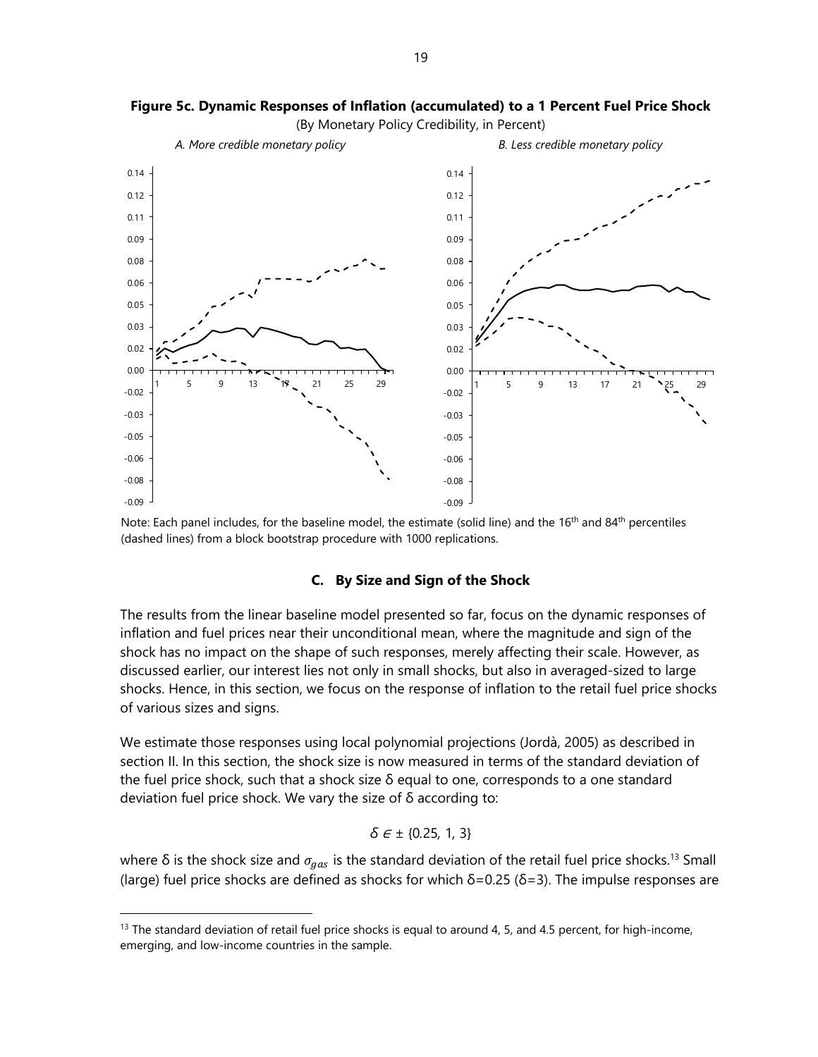**Figure 5c. Dynamic Responses of Inflation (accumulated) to a 1 Percent Fuel Price Shock**

(By Monetary Policy Credibility, in Percent)

*A. More credible monetary policy* | *B. Less credible monetary policy*

Note: Each panel includes, for the baseline model, the estimate (solid line) and the 16th and 84th percentiles (dashed lines) from a block bootstrap procedure with 1000 replications.

### C. By Size and Sign of the Shock

The results from the linear baseline model presented so far, focus on the dynamic responses of inflation and fuel prices near their unconditional mean, where the magnitude and sign of the shock has no impact on the shape of such responses, merely affecting their scale. However, as discussed earlier, our interest lies not only in small shocks, but also in averaged-sized to large shocks. Hence, in this section, we focus on the response of inflation to the retail fuel price shocks of various sizes and signs.

We estimate those responses using local polynomial projections (Jordà, 2005) as described in section II. In this section, the shock size is now measured in terms of the standard deviation of the fuel price shock, such that a shock size δ equal to one, corresponds to a one standard deviation fuel price shock. We vary the size of δ according to:

$$\delta \in \pm \{0.25,\ 1,\ 3\}$$

where δ is the shock size and $\sigma_{gas}$ is the standard deviation of the retail fuel price shocks.[13] Small (large) fuel price shocks are defined as shocks for which δ=0.25 (δ=3). The impulse responses are

[13] The standard deviation of retail fuel price shocks is equal to around 4, 5, and 4.5 percent, for high-income, emerging, and low-income countries in the sample.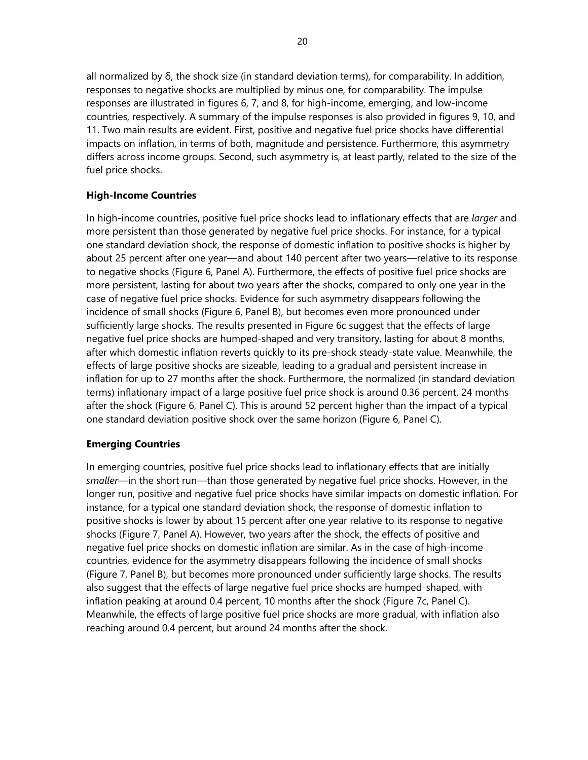all normalized by δ, the shock size (in standard deviation terms), for comparability. In addition, responses to negative shocks are multiplied by minus one, for comparability. The impulse responses are illustrated in figures 6, 7, and 8, for high-income, emerging, and low-income countries, respectively. A summary of the impulse responses is also provided in figures 9, 10, and 11. Two main results are evident. First, positive and negative fuel price shocks have differential impacts on inflation, in terms of both, magnitude and persistence. Furthermore, this asymmetry differs across income groups. Second, such asymmetry is, at least partly, related to the size of the fuel price shocks.

**High-Income Countries**

In high-income countries, positive fuel price shocks lead to inflationary effects that are *larger* and more persistent than those generated by negative fuel price shocks. For instance, for a typical one standard deviation shock, the response of domestic inflation to positive shocks is higher by about 25 percent after one year—and about 140 percent after two years—relative to its response to negative shocks (Figure 6, Panel A). Furthermore, the effects of positive fuel price shocks are more persistent, lasting for about two years after the shocks, compared to only one year in the case of negative fuel price shocks. Evidence for such asymmetry disappears following the incidence of small shocks (Figure 6, Panel B), but becomes even more pronounced under sufficiently large shocks. The results presented in Figure 6c suggest that the effects of large negative fuel price shocks are humped-shaped and very transitory, lasting for about 8 months, after which domestic inflation reverts quickly to its pre-shock steady-state value. Meanwhile, the effects of large positive shocks are sizeable, leading to a gradual and persistent increase in inflation for up to 27 months after the shock. Furthermore, the normalized (in standard deviation terms) inflationary impact of a large positive fuel price shock is around 0.36 percent, 24 months after the shock (Figure 6, Panel C). This is around 52 percent higher than the impact of a typical one standard deviation positive shock over the same horizon (Figure 6, Panel C).

**Emerging Countries**

In emerging countries, positive fuel price shocks lead to inflationary effects that are initially *smaller*—in the short run—than those generated by negative fuel price shocks. However, in the longer run, positive and negative fuel price shocks have similar impacts on domestic inflation. For instance, for a typical one standard deviation shock, the response of domestic inflation to positive shocks is lower by about 15 percent after one year relative to its response to negative shocks (Figure 7, Panel A). However, two years after the shock, the effects of positive and negative fuel price shocks on domestic inflation are similar. As in the case of high-income countries, evidence for the asymmetry disappears following the incidence of small shocks (Figure 7, Panel B), but becomes more pronounced under sufficiently large shocks. The results also suggest that the effects of large negative fuel price shocks are humped-shaped, with inflation peaking at around 0.4 percent, 10 months after the shock (Figure 7c, Panel C). Meanwhile, the effects of large positive fuel price shocks are more gradual, with inflation also reaching around 0.4 percent, but around 24 months after the shock.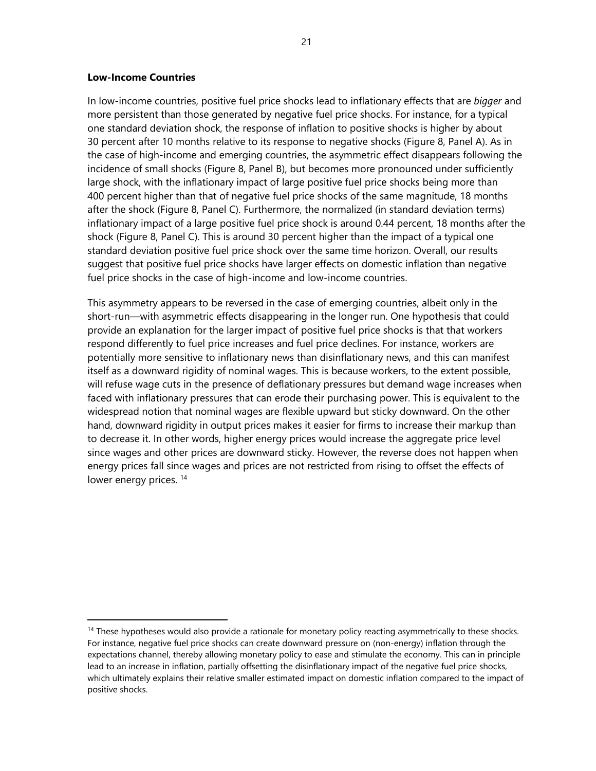**Low-Income Countries**

In low-income countries, positive fuel price shocks lead to inflationary effects that are *bigger* and more persistent than those generated by negative fuel price shocks. For instance, for a typical one standard deviation shock, the response of inflation to positive shocks is higher by about 30 percent after 10 months relative to its response to negative shocks (Figure 8, Panel A). As in the case of high-income and emerging countries, the asymmetric effect disappears following the incidence of small shocks (Figure 8, Panel B), but becomes more pronounced under sufficiently large shock, with the inflationary impact of large positive fuel price shocks being more than 400 percent higher than that of negative fuel price shocks of the same magnitude, 18 months after the shock (Figure 8, Panel C). Furthermore, the normalized (in standard deviation terms) inflationary impact of a large positive fuel price shock is around 0.44 percent, 18 months after the shock (Figure 8, Panel C). This is around 30 percent higher than the impact of a typical one standard deviation positive fuel price shock over the same time horizon. Overall, our results suggest that positive fuel price shocks have larger effects on domestic inflation than negative fuel price shocks in the case of high-income and low-income countries.

This asymmetry appears to be reversed in the case of emerging countries, albeit only in the short-run—with asymmetric effects disappearing in the longer run. One hypothesis that could provide an explanation for the larger impact of positive fuel price shocks is that that workers respond differently to fuel price increases and fuel price declines. For instance, workers are potentially more sensitive to inflationary news than disinflationary news, and this can manifest itself as a downward rigidity of nominal wages. This is because workers, to the extent possible, will refuse wage cuts in the presence of deflationary pressures but demand wage increases when faced with inflationary pressures that can erode their purchasing power. This is equivalent to the widespread notion that nominal wages are flexible upward but sticky downward. On the other hand, downward rigidity in output prices makes it easier for firms to increase their markup than to decrease it. In other words, higher energy prices would increase the aggregate price level since wages and other prices are downward sticky. However, the reverse does not happen when energy prices fall since wages and prices are not restricted from rising to offset the effects of lower energy prices. [14]

[14] These hypotheses would also provide a rationale for monetary policy reacting asymmetrically to these shocks. For instance, negative fuel price shocks can create downward pressure on (non-energy) inflation through the expectations channel, thereby allowing monetary policy to ease and stimulate the economy. This can in principle lead to an increase in inflation, partially offsetting the disinflationary impact of the negative fuel price shocks, which ultimately explains their relative smaller estimated impact on domestic inflation compared to the impact of positive shocks.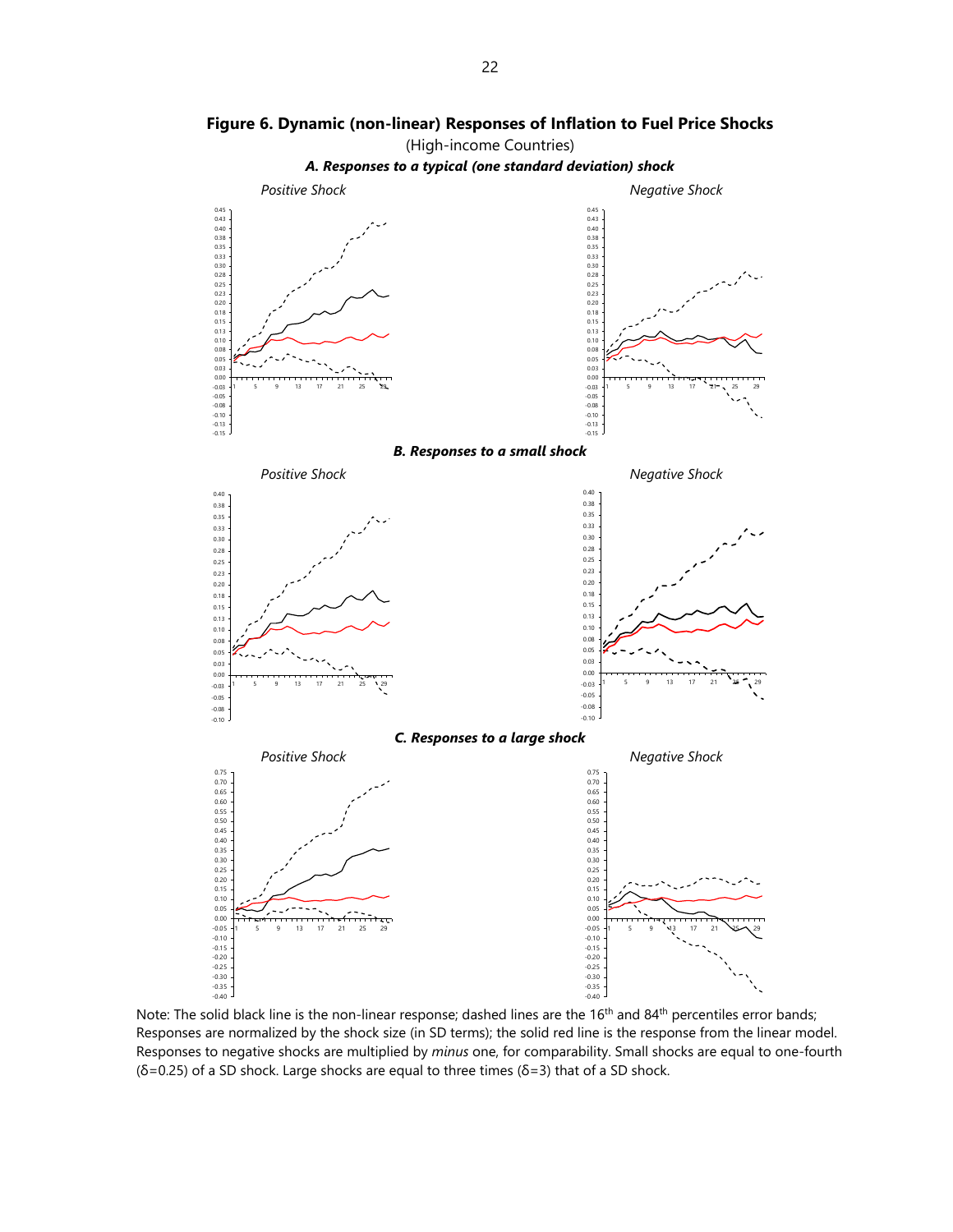**Figure 6. Dynamic (non-linear) Responses of Inflation to Fuel Price Shocks**

(High-income Countries)

***A. Responses to a typical (one standard deviation) shock***

*Positive Shock* *Negative Shock*

***B. Responses to a small shock***

*Positive Shock* *Negative Shock*

***C. Responses to a large shock***

*Positive Shock* *Negative Shock*

Note: The solid black line is the non-linear response; dashed lines are the 16th and 84th percentiles error bands; Responses are normalized by the shock size (in SD terms); the solid red line is the response from the linear model. Responses to negative shocks are multiplied by *minus* one, for comparability. Small shocks are equal to one-fourth (δ=0.25) of a SD shock. Large shocks are equal to three times (δ=3) that of a SD shock.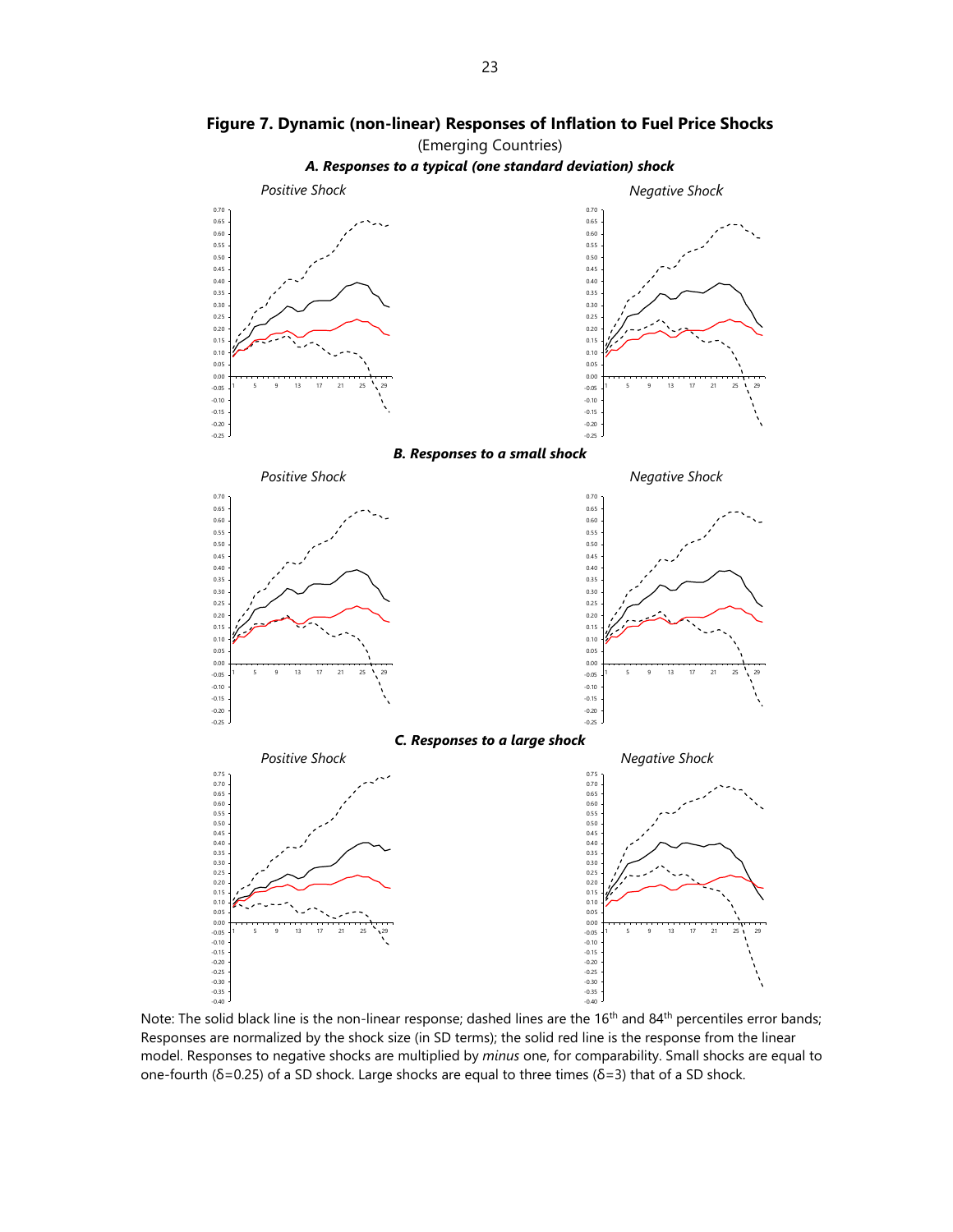# Figure 7. Dynamic (non-linear) Responses of Inflation to Fuel Price Shocks

(Emerging Countries)

***A. Responses to a typical (one standard deviation) shock***

*Positive Shock*

*Negative Shock*

***B. Responses to a small shock***

*Positive Shock*

*Negative Shock*

***C. Responses to a large shock***

*Positive Shock*

*Negative Shock*

Note: The solid black line is the non-linear response; dashed lines are the 16th and 84th percentiles error bands; Responses are normalized by the shock size (in SD terms); the solid red line is the response from the linear model. Responses to negative shocks are multiplied by *minus* one, for comparability. Small shocks are equal to one-fourth (δ=0.25) of a SD shock. Large shocks are equal to three times (δ=3) that of a SD shock.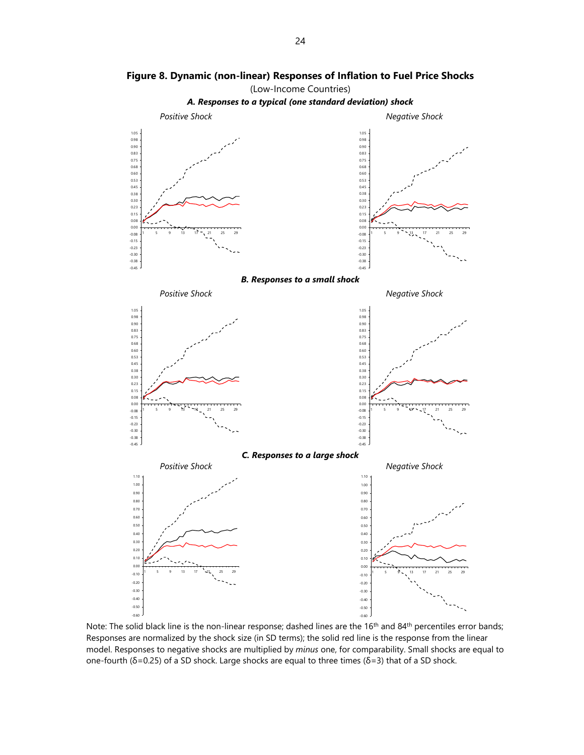# Figure 8. Dynamic (non-linear) Responses of Inflation to Fuel Price Shocks

(Low-Income Countries)

***A. Responses to a typical (one standard deviation) shock***

*Positive Shock* | *Negative Shock*

***B. Responses to a small shock***

*Positive Shock* | *Negative Shock*

***C. Responses to a large shock***

*Positive Shock* | *Negative Shock*

Note: The solid black line is the non-linear response; dashed lines are the 16th and 84th percentiles error bands; Responses are normalized by the shock size (in SD terms); the solid red line is the response from the linear model. Responses to negative shocks are multiplied by *minus* one, for comparability. Small shocks are equal to one-fourth (δ=0.25) of a SD shock. Large shocks are equal to three times (δ=3) that of a SD shock.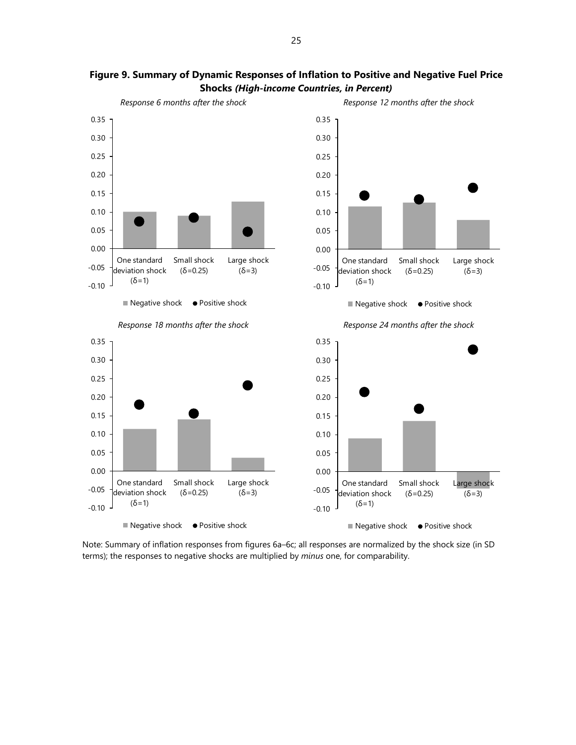**Figure 9. Summary of Dynamic Responses of Inflation to Positive and Negative Fuel Price Shocks *(High-income Countries, in Percent)***

*Response 6 months after the shock*

*Response 12 months after the shock*

*Response 18 months after the shock*

*Response 24 months after the shock*

Note: Summary of inflation responses from figures 6a–6c; all responses are normalized by the shock size (in SD terms); the responses to negative shocks are multiplied by *minus* one, for comparability.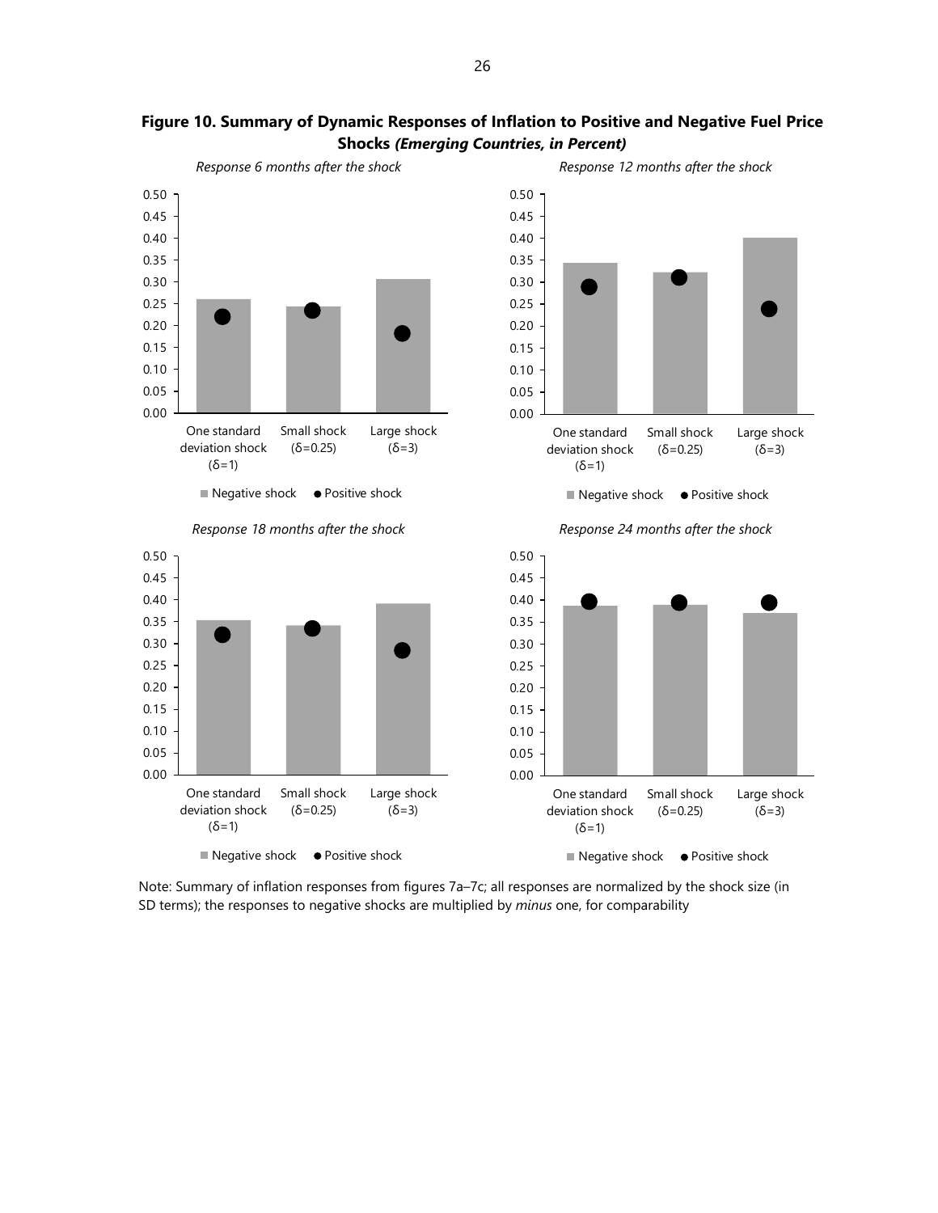**Figure 10. Summary of Dynamic Responses of Inflation to Positive and Negative Fuel Price Shocks *(Emerging Countries, in Percent)***

*Response 6 months after the shock*

*Response 12 months after the shock*

*Response 18 months after the shock*

*Response 24 months after the shock*

Note: Summary of inflation responses from figures 7a–7c; all responses are normalized by the shock size (in SD terms); the responses to negative shocks are multiplied by *minus* one, for comparability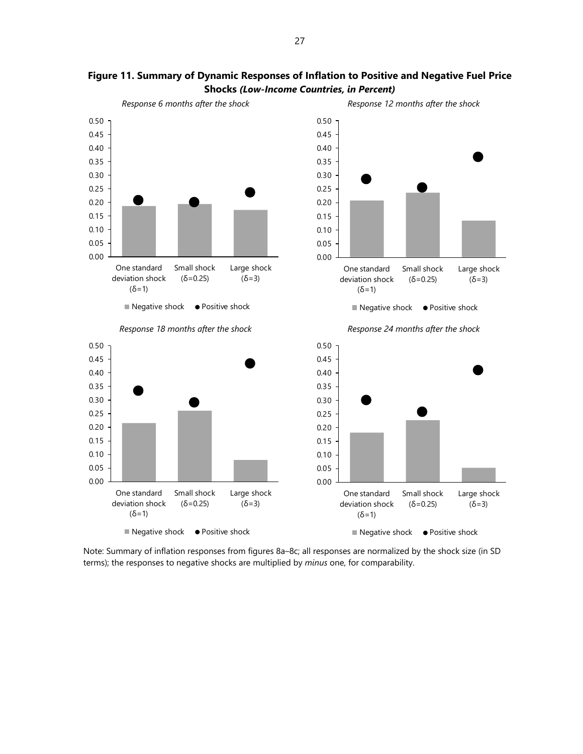**Figure 11. Summary of Dynamic Responses of Inflation to Positive and Negative Fuel Price Shocks *(Low-Income Countries, in Percent)***

*Response 6 months after the shock*

*Response 12 months after the shock*

*Response 18 months after the shock*

*Response 24 months after the shock*

Note: Summary of inflation responses from figures 8a–8c; all responses are normalized by the shock size (in SD terms); the responses to negative shocks are multiplied by *minus* one, for comparability.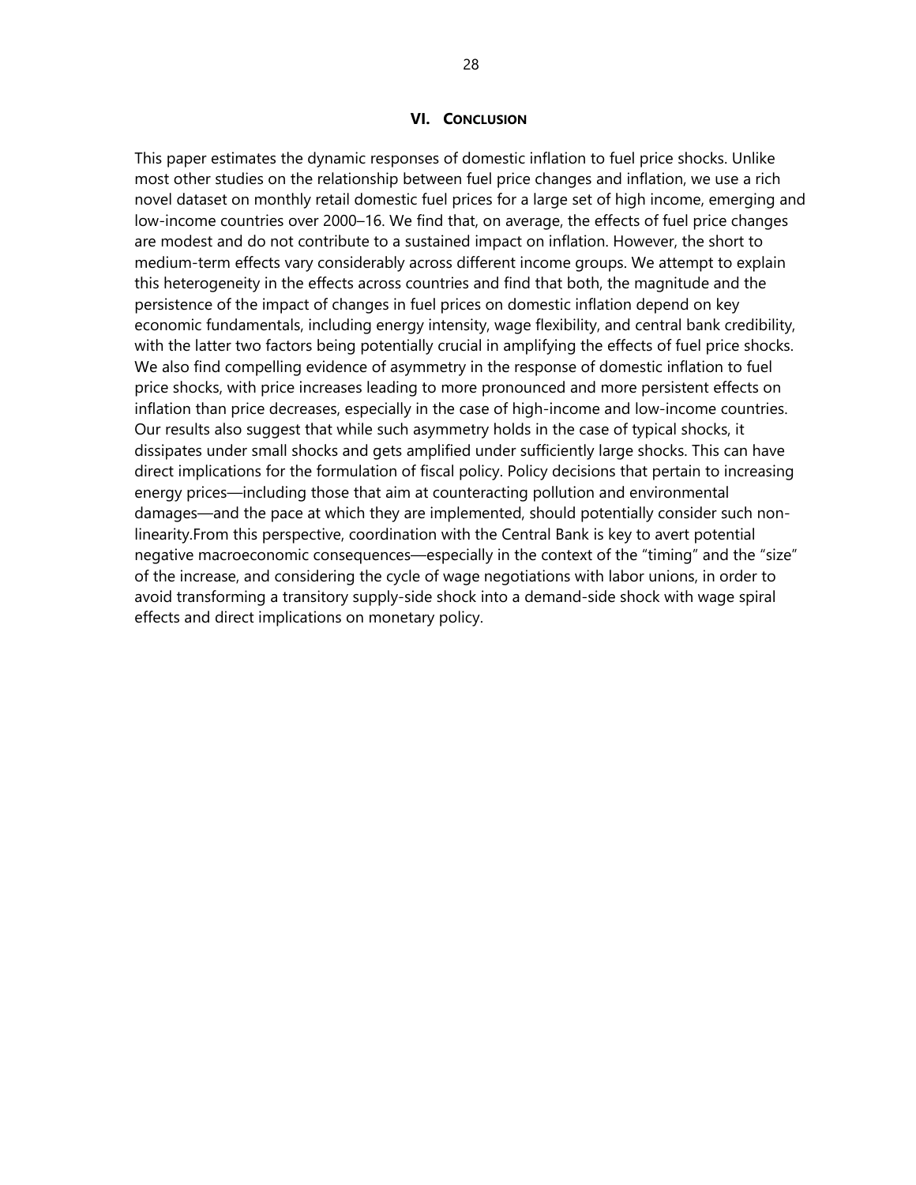## VI. CONCLUSION

This paper estimates the dynamic responses of domestic inflation to fuel price shocks. Unlike most other studies on the relationship between fuel price changes and inflation, we use a rich novel dataset on monthly retail domestic fuel prices for a large set of high income, emerging and low-income countries over 2000–16. We find that, on average, the effects of fuel price changes are modest and do not contribute to a sustained impact on inflation. However, the short to medium-term effects vary considerably across different income groups. We attempt to explain this heterogeneity in the effects across countries and find that both, the magnitude and the persistence of the impact of changes in fuel prices on domestic inflation depend on key economic fundamentals, including energy intensity, wage flexibility, and central bank credibility, with the latter two factors being potentially crucial in amplifying the effects of fuel price shocks. We also find compelling evidence of asymmetry in the response of domestic inflation to fuel price shocks, with price increases leading to more pronounced and more persistent effects on inflation than price decreases, especially in the case of high-income and low-income countries. Our results also suggest that while such asymmetry holds in the case of typical shocks, it dissipates under small shocks and gets amplified under sufficiently large shocks. This can have direct implications for the formulation of fiscal policy. Policy decisions that pertain to increasing energy prices—including those that aim at counteracting pollution and environmental damages—and the pace at which they are implemented, should potentially consider such non-linearity.From this perspective, coordination with the Central Bank is key to avert potential negative macroeconomic consequences—especially in the context of the "timing" and the "size" of the increase, and considering the cycle of wage negotiations with labor unions, in order to avoid transforming a transitory supply-side shock into a demand-side shock with wage spiral effects and direct implications on monetary policy.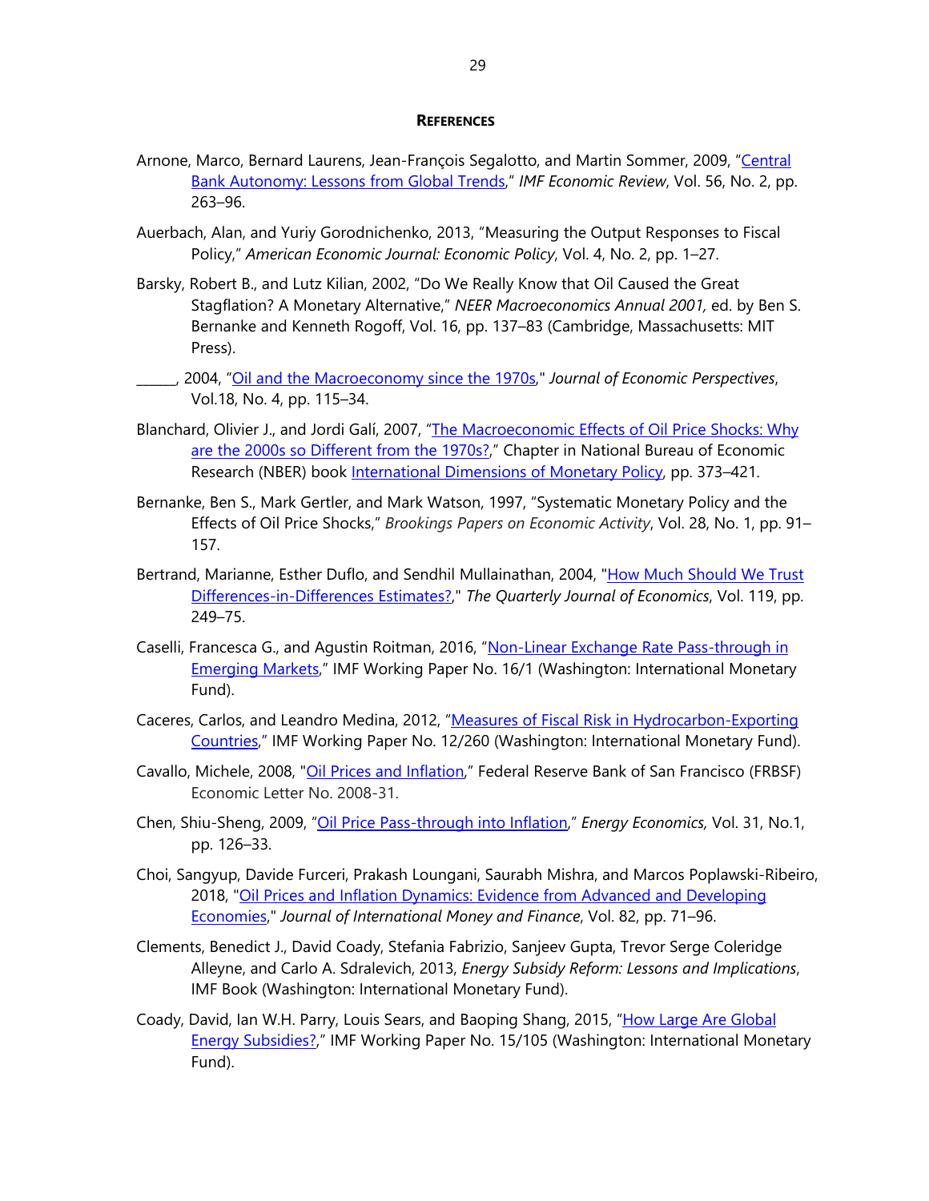## REFERENCES

Arnone, Marco, Bernard Laurens, Jean-François Segalotto, and Martin Sommer, 2009, "Central Bank Autonomy: Lessons from Global Trends," *IMF Economic Review*, Vol. 56, No. 2, pp. 263–96.

Auerbach, Alan, and Yuriy Gorodnichenko, 2013, "Measuring the Output Responses to Fiscal Policy," *American Economic Journal: Economic Policy*, Vol. 4, No. 2, pp. 1–27.

Barsky, Robert B., and Lutz Kilian, 2002, "Do We Really Know that Oil Caused the Great Stagflation? A Monetary Alternative," *NEER Macroeconomics Annual 2001,* ed. by Ben S. Bernanke and Kenneth Rogoff, Vol. 16, pp. 137–83 (Cambridge, Massachusetts: MIT Press).

______, 2004, "Oil and the Macroeconomy since the 1970s," *Journal of Economic Perspectives*, Vol.18, No. 4, pp. 115–34.

Blanchard, Olivier J., and Jordi Galí, 2007, "The Macroeconomic Effects of Oil Price Shocks: Why are the 2000s so Different from the 1970s?," Chapter in National Bureau of Economic Research (NBER) book International Dimensions of Monetary Policy, pp. 373–421.

Bernanke, Ben S., Mark Gertler, and Mark Watson, 1997, "Systematic Monetary Policy and the Effects of Oil Price Shocks," *Brookings Papers on Economic Activity*, Vol. 28, No. 1, pp. 91–157.

Bertrand, Marianne, Esther Duflo, and Sendhil Mullainathan, 2004, "How Much Should We Trust Differences-in-Differences Estimates?," *The Quarterly Journal of Economics*, Vol. 119, pp. 249–75.

Caselli, Francesca G., and Agustin Roitman, 2016, "Non-Linear Exchange Rate Pass-through in Emerging Markets," IMF Working Paper No. 16/1 (Washington: International Monetary Fund).

Caceres, Carlos, and Leandro Medina, 2012, "Measures of Fiscal Risk in Hydrocarbon-Exporting Countries," IMF Working Paper No. 12/260 (Washington: International Monetary Fund).

Cavallo, Michele, 2008, "Oil Prices and Inflation," Federal Reserve Bank of San Francisco (FRBSF) Economic Letter No. 2008-31.

Chen, Shiu-Sheng, 2009, "Oil Price Pass-through into Inflation," *Energy Economics,* Vol. 31, No.1, pp. 126–33.

Choi, Sangyup, Davide Furceri, Prakash Loungani, Saurabh Mishra, and Marcos Poplawski-Ribeiro, 2018, "Oil Prices and Inflation Dynamics: Evidence from Advanced and Developing Economies," *Journal of International Money and Finance*, Vol. 82, pp. 71–96.

Clements, Benedict J., David Coady, Stefania Fabrizio, Sanjeev Gupta, Trevor Serge Coleridge Alleyne, and Carlo A. Sdralevich, 2013, *Energy Subsidy Reform: Lessons and Implications*, IMF Book (Washington: International Monetary Fund).

Coady, David, Ian W.H. Parry, Louis Sears, and Baoping Shang, 2015, "How Large Are Global Energy Subsidies?," IMF Working Paper No. 15/105 (Washington: International Monetary Fund).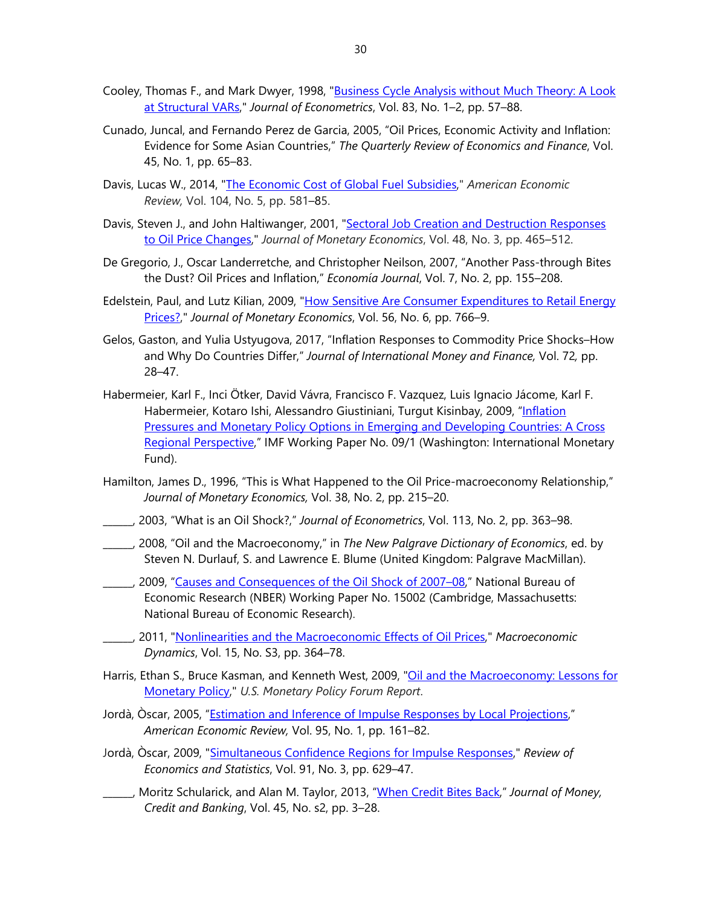Cooley, Thomas F., and Mark Dwyer, 1998, "Business Cycle Analysis without Much Theory: A Look at Structural VARs," *Journal of Econometrics*, Vol. 83, No. 1–2, pp. 57–88.

Cunado, Juncal, and Fernando Perez de Garcia, 2005, "Oil Prices, Economic Activity and Inflation: Evidence for Some Asian Countries," *The Quarterly Review of Economics and Finance*, Vol. 45, No. 1, pp. 65–83.

Davis, Lucas W., 2014, "The Economic Cost of Global Fuel Subsidies," *American Economic Review,* Vol. 104, No. 5, pp. 581–85.

Davis, Steven J., and John Haltiwanger, 2001, "Sectoral Job Creation and Destruction Responses to Oil Price Changes," *Journal of Monetary Economics*, Vol. 48, No. 3, pp. 465–512.

De Gregorio, J., Oscar Landerretche, and Christopher Neilson, 2007, "Another Pass-through Bites the Dust? Oil Prices and Inflation," *Economía Journal*, Vol. 7, No. 2, pp. 155–208.

Edelstein, Paul, and Lutz Kilian, 2009, "How Sensitive Are Consumer Expenditures to Retail Energy Prices?," *Journal of Monetary Economics*, Vol. 56, No. 6, pp. 766–9.

Gelos, Gaston, and Yulia Ustyugova, 2017, "Inflation Responses to Commodity Price Shocks–How and Why Do Countries Differ," *Journal of International Money and Finance,* Vol. 72*,* pp. 28–47.

Habermeier, Karl F., Inci Ötker, David Vávra, Francisco F. Vazquez, Luis Ignacio Jácome, Karl F. Habermeier, Kotaro Ishi, Alessandro Giustiniani, Turgut Kisinbay, 2009, "Inflation Pressures and Monetary Policy Options in Emerging and Developing Countries: A Cross Regional Perspective," IMF Working Paper No. 09/1 (Washington: International Monetary Fund).

Hamilton, James D., 1996, "This is What Happened to the Oil Price-macroeconomy Relationship," *Journal of Monetary Economics,* Vol. 38, No. 2, pp. 215–20.

______, 2003, "What is an Oil Shock?," *Journal of Econometrics*, Vol. 113, No. 2, pp. 363–98.

______, 2008, "Oil and the Macroeconomy," in *The New Palgrave Dictionary of Economics*, ed. by Steven N. Durlauf, S. and Lawrence E. Blume (United Kingdom: Palgrave MacMillan).

______, 2009, "Causes and Consequences of the Oil Shock of 2007–08," National Bureau of Economic Research (NBER) Working Paper No. 15002 (Cambridge, Massachusetts: National Bureau of Economic Research).

______, 2011, "Nonlinearities and the Macroeconomic Effects of Oil Prices," *Macroeconomic Dynamics*, Vol. 15, No. S3, pp. 364–78.

Harris, Ethan S., Bruce Kasman, and Kenneth West, 2009, "Oil and the Macroeconomy: Lessons for Monetary Policy," *U.S. Monetary Policy Forum Report*.

Jordà, Òscar, 2005, "Estimation and Inference of Impulse Responses by Local Projections," *American Economic Review,* Vol. 95, No. 1, pp. 161–82.

Jordà, Òscar, 2009, "Simultaneous Confidence Regions for Impulse Responses," *Review of Economics and Statistics*, Vol. 91, No. 3, pp. 629–47.

______, Moritz Schularick, and Alan M. Taylor, 2013, "When Credit Bites Back," *Journal of Money, Credit and Banking*, Vol. 45, No. s2, pp. 3–28.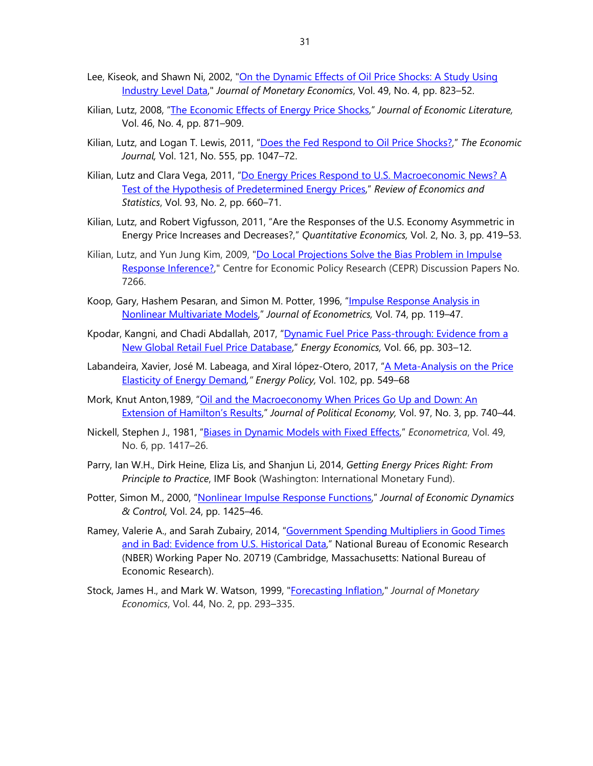Lee, Kiseok, and Shawn Ni, 2002, "On the Dynamic Effects of Oil Price Shocks: A Study Using Industry Level Data," *Journal of Monetary Economics*, Vol. 49, No. 4, pp. 823–52.

Kilian, Lutz, 2008, "The Economic Effects of Energy Price Shocks," *Journal of Economic Literature,* Vol. 46, No. 4, pp. 871–909.

Kilian, Lutz, and Logan T. Lewis, 2011, "Does the Fed Respond to Oil Price Shocks?," *The Economic Journal,* Vol. 121, No. 555, pp. 1047–72.

Kilian, Lutz and Clara Vega, 2011, "Do Energy Prices Respond to U.S. Macroeconomic News? A Test of the Hypothesis of Predetermined Energy Prices," *Review of Economics and Statistics*, Vol. 93, No. 2, pp. 660–71.

Kilian, Lutz, and Robert Vigfusson, 2011, "Are the Responses of the U.S. Economy Asymmetric in Energy Price Increases and Decreases?," *Quantitative Economics,* Vol. 2, No. 3, pp. 419–53.

Kilian, Lutz, and Yun Jung Kim, 2009, "Do Local Projections Solve the Bias Problem in Impulse Response Inference?," Centre for Economic Policy Research (CEPR) Discussion Papers No. 7266.

Koop, Gary, Hashem Pesaran, and Simon M. Potter, 1996, "Impulse Response Analysis in Nonlinear Multivariate Models," *Journal of Econometrics,* Vol. 74, pp. 119–47.

Kpodar, Kangni, and Chadi Abdallah, 2017, "Dynamic Fuel Price Pass-through: Evidence from a New Global Retail Fuel Price Database," *Energy Economics,* Vol. 66, pp. 303–12.

Labandeira, Xavier, José M. Labeaga, and Xiral lópez-Otero, 2017, "A Meta-Analysis on the Price Elasticity of Energy Demand*," Energy Policy,* Vol. 102, pp. 549–68

Mork, Knut Anton,1989, "Oil and the Macroeconomy When Prices Go Up and Down: An Extension of Hamilton's Results," *Journal of Political Economy,* Vol. 97, No. 3, pp. 740–44.

Nickell, Stephen J., 1981, "Biases in Dynamic Models with Fixed Effects," *Econometrica*, Vol. 49, No. 6, pp. 1417–26.

Parry, Ian W.H., Dirk Heine, Eliza Lis, and Shanjun Li, 2014, *Getting Energy Prices Right: From Principle to Practice*, IMF Book (Washington: International Monetary Fund).

Potter, Simon M., 2000, "Nonlinear Impulse Response Functions," *Journal of Economic Dynamics & Control,* Vol. 24, pp. 1425–46.

Ramey, Valerie A., and Sarah Zubairy, 2014, "Government Spending Multipliers in Good Times and in Bad: Evidence from U.S. Historical Data," National Bureau of Economic Research (NBER) Working Paper No. 20719 (Cambridge, Massachusetts: National Bureau of Economic Research).

Stock, James H., and Mark W. Watson, 1999, "Forecasting Inflation," *Journal of Monetary Economics*, Vol. 44, No. 2, pp. 293–335.